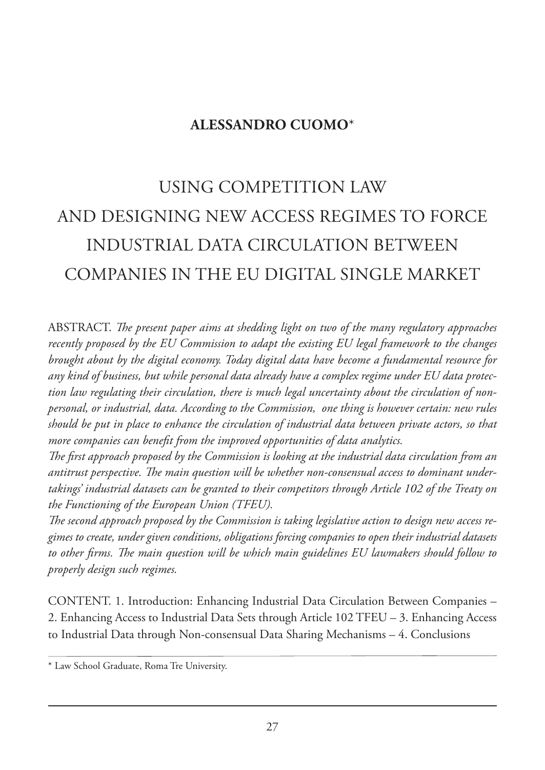**ALESSANDRO CUOMO***

# USING COMPETITION LAW AND DESIGNING NEW ACCESS REGIMES TO FORCE INDUSTRIAL DATA CIRCULATION BETWEEN COMPANIES IN THE EU DIGITAL SINGLE MARKET

ABSTRACT. *The present paper aims at shedding light on two of the many regulatory approaches recently proposed by the EU Commission to adapt the existing EU legal framework to the changes brought about by the digital economy. Today digital data have become a fundamental resource for any kind of business, but while personal data already have a complex regime under EU data protection law regulating their circulation, there is much legal uncertainty about the circulation of non-personal, or industrial, data. According to the Commission, one thing is however certain: new rules should be put in place to enhance the circulation of industrial data between private actors, so that more companies can benefit from the improved opportunities of data analytics.*

*The first approach proposed by the Commission is looking at the industrial data circulation from an antitrust perspective. The main question will be whether non-consensual access to dominant undertakings' industrial datasets can be granted to their competitors through Article 102 of the Treaty on the Functioning of the European Union (TFEU).*

*The second approach proposed by the Commission is taking legislative action to design new access regimes to create, under given conditions, obligations forcing companies to open their industrial datasets to other firms. The main question will be which main guidelines EU lawmakers should follow to properly design such regimes.*

CONTENT. 1. Introduction: Enhancing Industrial Data Circulation Between Companies – 2. Enhancing Access to Industrial Data Sets through Article 102 TFEU – 3. Enhancing Access to Industrial Data through Non-consensual Data Sharing Mechanisms – 4. Conclusions

* Law School Graduate, Roma Tre University.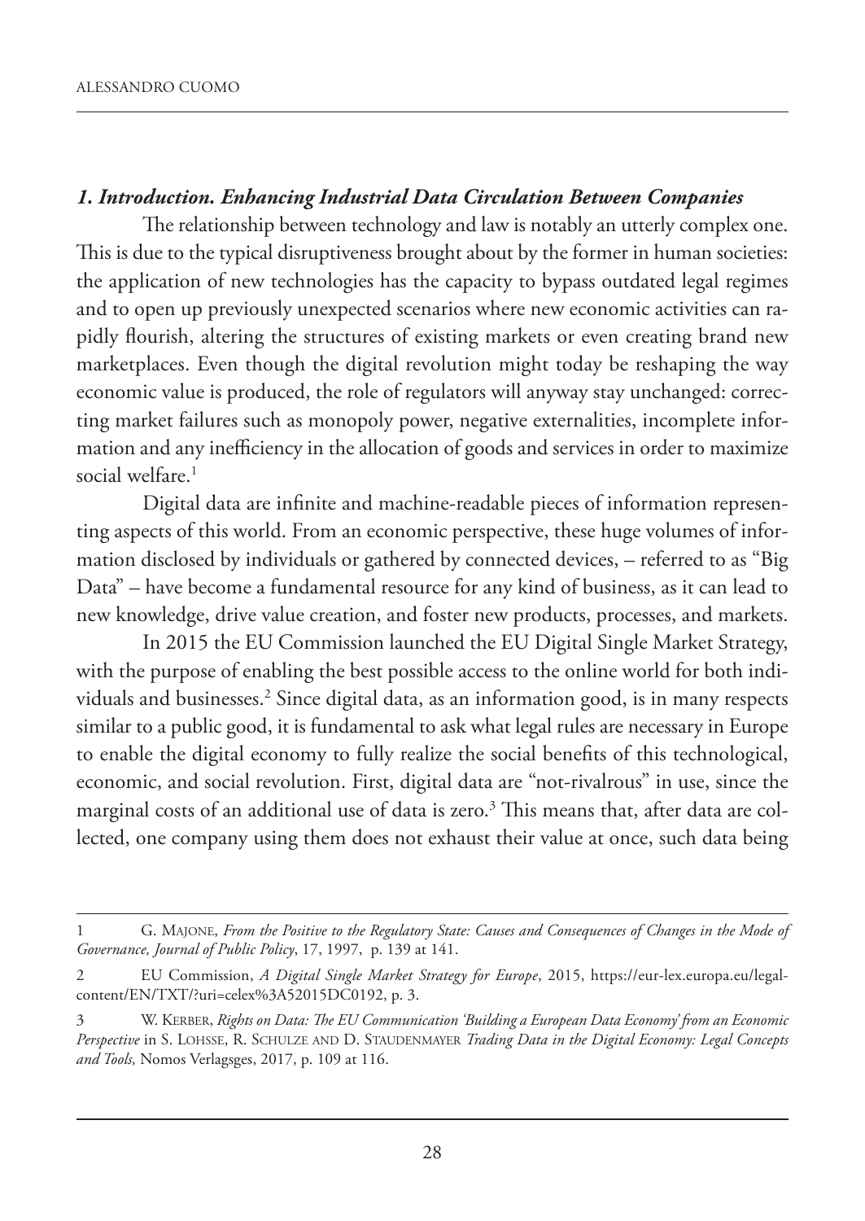### *1. Introduction. Enhancing Industrial Data Circulation Between Companies*

The relationship between technology and law is notably an utterly complex one. This is due to the typical disruptiveness brought about by the former in human societies: the application of new technologies has the capacity to bypass outdated legal regimes and to open up previously unexpected scenarios where new economic activities can rapidly flourish, altering the structures of existing markets or even creating brand new marketplaces. Even though the digital revolution might today be reshaping the way economic value is produced, the role of regulators will anyway stay unchanged: correcting market failures such as monopoly power, negative externalities, incomplete information and any inefficiency in the allocation of goods and services in order to maximize social welfare.[1]

Digital data are infinite and machine-readable pieces of information representing aspects of this world. From an economic perspective, these huge volumes of information disclosed by individuals or gathered by connected devices, – referred to as "Big Data" – have become a fundamental resource for any kind of business, as it can lead to new knowledge, drive value creation, and foster new products, processes, and markets.

In 2015 the EU Commission launched the EU Digital Single Market Strategy, with the purpose of enabling the best possible access to the online world for both individuals and businesses.[2] Since digital data, as an information good, is in many respects similar to a public good, it is fundamental to ask what legal rules are necessary in Europe to enable the digital economy to fully realize the social benefits of this technological, economic, and social revolution. First, digital data are "not-rivalrous" in use, since the marginal costs of an additional use of data is zero.[3] This means that, after data are collected, one company using them does not exhaust their value at once, such data being

---

1 G. Majone, *From the Positive to the Regulatory State: Causes and Consequences of Changes in the Mode of Governance, Journal of Public Policy*, 17, 1997, p. 139 at 141.

2 EU Commission, *A Digital Single Market Strategy for Europe*, 2015, https://eur-lex.europa.eu/legal-content/EN/TXT/?uri=celex%3A52015DC0192, p. 3.

3 W. Kerber, *Rights on Data: The EU Communication 'Building a European Data Economy' from an Economic Perspective* in S. Lohsse, R. Schulze and D. Staudenmayer *Trading Data in the Digital Economy: Legal Concepts and Tools,* Nomos Verlagsges, 2017, p. 109 at 116.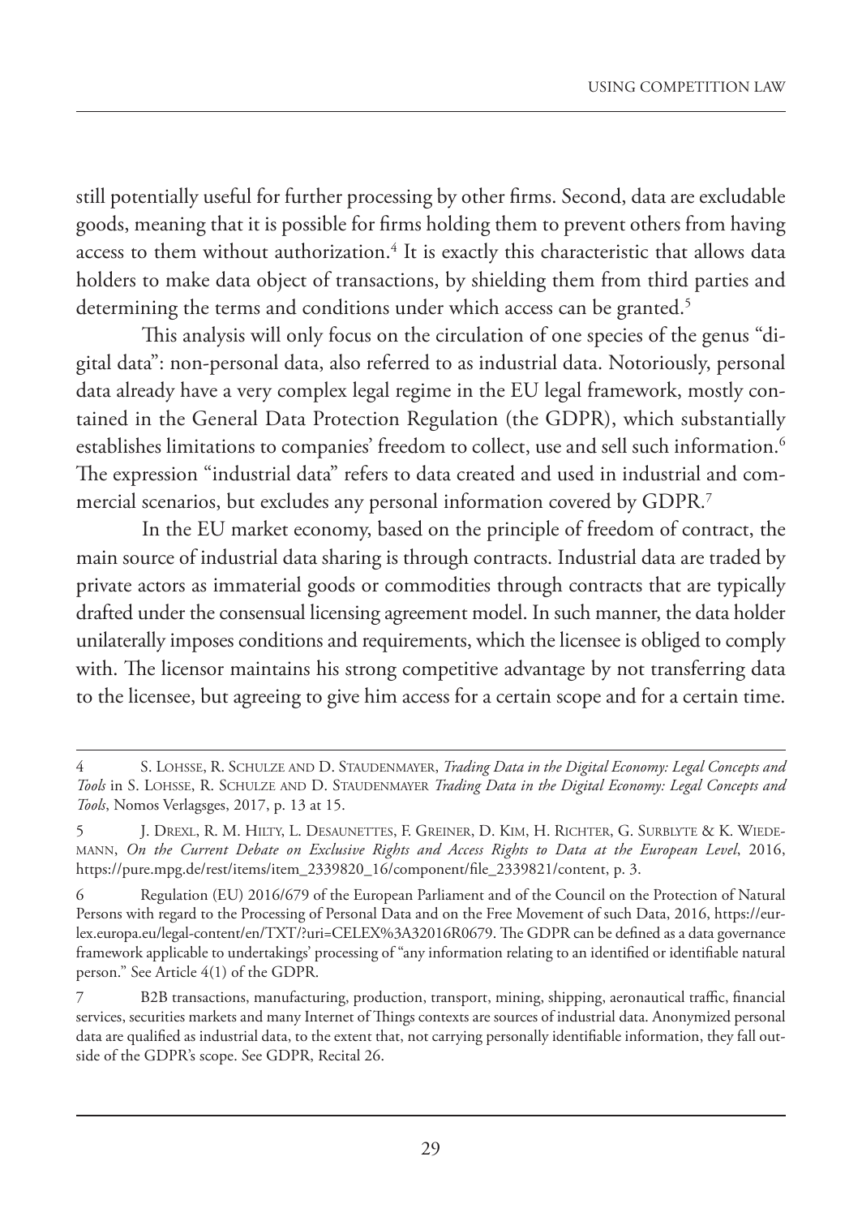still potentially useful for further processing by other firms. Second, data are excludable goods, meaning that it is possible for firms holding them to prevent others from having access to them without authorization.[4] It is exactly this characteristic that allows data holders to make data object of transactions, by shielding them from third parties and determining the terms and conditions under which access can be granted.[5]

This analysis will only focus on the circulation of one species of the genus "digital data": non-personal data, also referred to as industrial data. Notoriously, personal data already have a very complex legal regime in the EU legal framework, mostly contained in the General Data Protection Regulation (the GDPR), which substantially establishes limitations to companies' freedom to collect, use and sell such information.[6] The expression "industrial data" refers to data created and used in industrial and commercial scenarios, but excludes any personal information covered by GDPR.[7]

In the EU market economy, based on the principle of freedom of contract, the main source of industrial data sharing is through contracts. Industrial data are traded by private actors as immaterial goods or commodities through contracts that are typically drafted under the consensual licensing agreement model. In such manner, the data holder unilaterally imposes conditions and requirements, which the licensee is obliged to comply with. The licensor maintains his strong competitive advantage by not transferring data to the licensee, but agreeing to give him access for a certain scope and for a certain time.

---

4 S. Lohsse, R. Schulze and D. Staudenmayer, *Trading Data in the Digital Economy: Legal Concepts and Tools* in S. Lohsse, R. Schulze and D. Staudenmayer *Trading Data in the Digital Economy: Legal Concepts and Tools*, Nomos Verlagsges, 2017, p. 13 at 15.

5 J. Drexl, R. M. Hilty, L. Desaunettes, F. Greiner, D. Kim, H. Richter, G. Surblyte & K. Wiedemann, *On the Current Debate on Exclusive Rights and Access Rights to Data at the European Level*, 2016, https://pure.mpg.de/rest/items/item_2339820_16/component/file_2339821/content, p. 3.

6 Regulation (EU) 2016/679 of the European Parliament and of the Council on the Protection of Natural Persons with regard to the Processing of Personal Data and on the Free Movement of such Data, 2016, https://eur-lex.europa.eu/legal-content/en/TXT/?uri=CELEX%3A32016R0679. The GDPR can be defined as a data governance framework applicable to undertakings' processing of "any information relating to an identified or identifiable natural person." See Article 4(1) of the GDPR.

7 B2B transactions, manufacturing, production, transport, mining, shipping, aeronautical traffic, financial services, securities markets and many Internet of Things contexts are sources of industrial data. Anonymized personal data are qualified as industrial data, to the extent that, not carrying personally identifiable information, they fall outside of the GDPR's scope. See GDPR, Recital 26.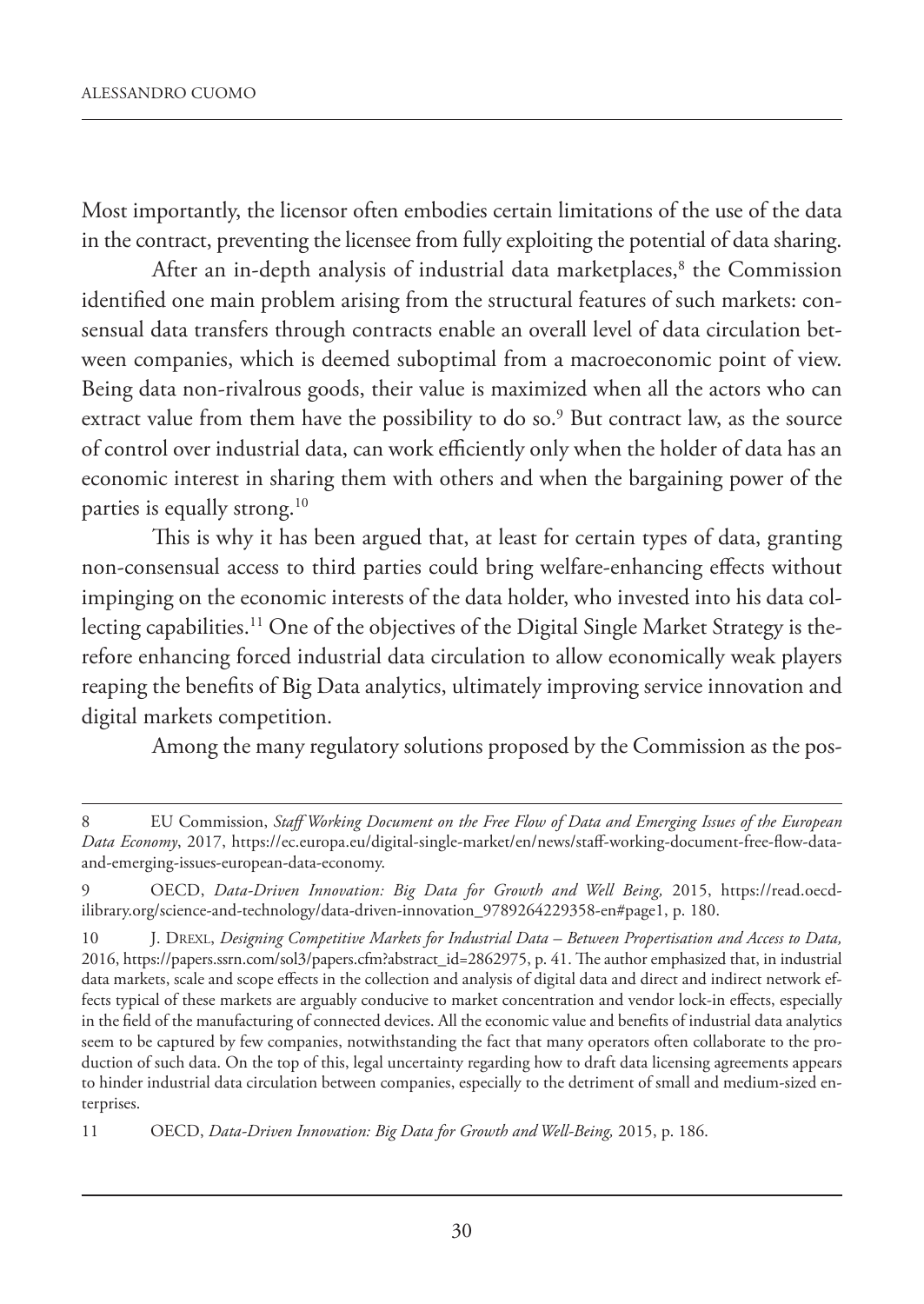Most importantly, the licensor often embodies certain limitations of the use of the data in the contract, preventing the licensee from fully exploiting the potential of data sharing.

After an in-depth analysis of industrial data marketplaces,[8] the Commission identified one main problem arising from the structural features of such markets: consensual data transfers through contracts enable an overall level of data circulation between companies, which is deemed suboptimal from a macroeconomic point of view. Being data non-rivalrous goods, their value is maximized when all the actors who can extract value from them have the possibility to do so.[9] But contract law, as the source of control over industrial data, can work efficiently only when the holder of data has an economic interest in sharing them with others and when the bargaining power of the parties is equally strong.[10]

This is why it has been argued that, at least for certain types of data, granting non-consensual access to third parties could bring welfare-enhancing effects without impinging on the economic interests of the data holder, who invested into his data collecting capabilities.[11] One of the objectives of the Digital Single Market Strategy is therefore enhancing forced industrial data circulation to allow economically weak players reaping the benefits of Big Data analytics, ultimately improving service innovation and digital markets competition.

Among the many regulatory solutions proposed by the Commission as the pos-

---

8 EU Commission, *Staff Working Document on the Free Flow of Data and Emerging Issues of the European Data Economy*, 2017, https://ec.europa.eu/digital-single-market/en/news/staff-working-document-free-flow-data-and-emerging-issues-european-data-economy.

9 OECD, *Data-Driven Innovation: Big Data for Growth and Well Being,* 2015, https://read.oecd-ilibrary.org/science-and-technology/data-driven-innovation_9789264229358-en#page1, p. 180.

10 J. Drexl, *Designing Competitive Markets for Industrial Data – Between Propertisation and Access to Data,* 2016, https://papers.ssrn.com/sol3/papers.cfm?abstract_id=2862975, p. 41. The author emphasized that, in industrial data markets, scale and scope effects in the collection and analysis of digital data and direct and indirect network effects typical of these markets are arguably conducive to market concentration and vendor lock-in effects, especially in the field of the manufacturing of connected devices. All the economic value and benefits of industrial data analytics seem to be captured by few companies, notwithstanding the fact that many operators often collaborate to the production of such data. On the top of this, legal uncertainty regarding how to draft data licensing agreements appears to hinder industrial data circulation between companies, especially to the detriment of small and medium-sized enterprises.

11 OECD, *Data-Driven Innovation: Big Data for Growth and Well-Being,* 2015, p. 186.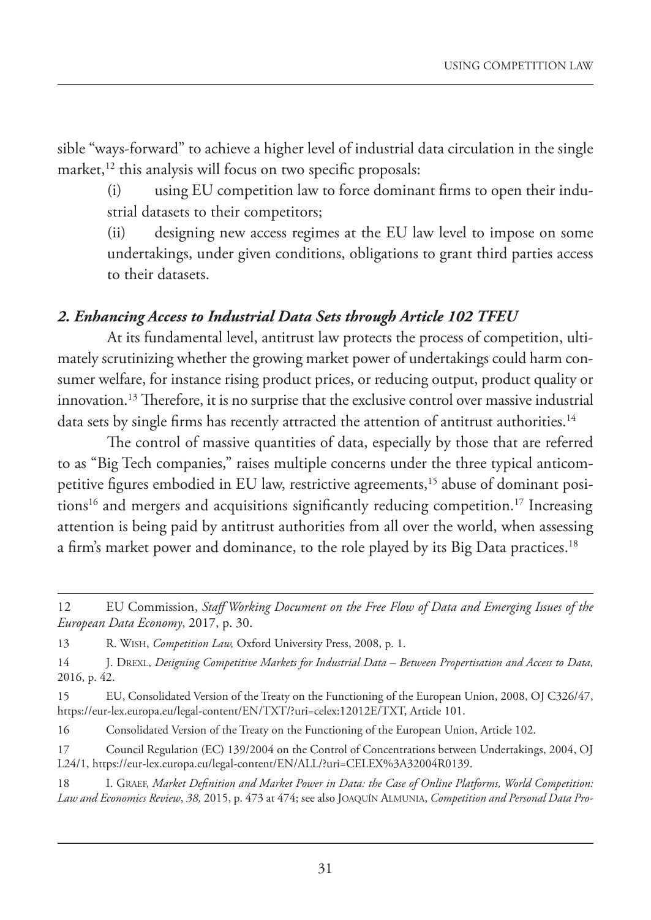sible "ways-forward" to achieve a higher level of industrial data circulation in the single market,[12] this analysis will focus on two specific proposals:

(i) using EU competition law to force dominant firms to open their industrial datasets to their competitors;

(ii) designing new access regimes at the EU law level to impose on some undertakings, under given conditions, obligations to grant third parties access to their datasets.

## *2. Enhancing Access to Industrial Data Sets through Article 102 TFEU*

At its fundamental level, antitrust law protects the process of competition, ultimately scrutinizing whether the growing market power of undertakings could harm consumer welfare, for instance rising product prices, or reducing output, product quality or innovation.[13] Therefore, it is no surprise that the exclusive control over massive industrial data sets by single firms has recently attracted the attention of antitrust authorities.[14]

The control of massive quantities of data, especially by those that are referred to as "Big Tech companies," raises multiple concerns under the three typical anticompetitive figures embodied in EU law, restrictive agreements,[15] abuse of dominant positions[16] and mergers and acquisitions significantly reducing competition.[17] Increasing attention is being paid by antitrust authorities from all over the world, when assessing a firm's market power and dominance, to the role played by its Big Data practices.[18]

---

12 EU Commission, *Staff Working Document on the Free Flow of Data and Emerging Issues of the European Data Economy*, 2017, p. 30.

13 R. Wish, *Competition Law,* Oxford University Press, 2008, p. 1.

14 J. Drexl, *Designing Competitive Markets for Industrial Data – Between Propertisation and Access to Data,* 2016, p. 42.

15 EU, Consolidated Version of the Treaty on the Functioning of the European Union, 2008, OJ C326/47, https://eur-lex.europa.eu/legal-content/EN/TXT/?uri=celex:12012E/TXT, Article 101.

16 Consolidated Version of the Treaty on the Functioning of the European Union, Article 102.

17 Council Regulation (EC) 139/2004 on the Control of Concentrations between Undertakings, 2004, OJ L24/1, https://eur-lex.europa.eu/legal-content/EN/ALL/?uri=CELEX%3A32004R0139.

18 I. Graef, *Market Definition and Market Power in Data: the Case of Online Platforms, World Competition: Law and Economics Review*, *38,* 2015, p. 473 at 474; see also Joaquín Almunia, *Competition and Personal Data Pro-*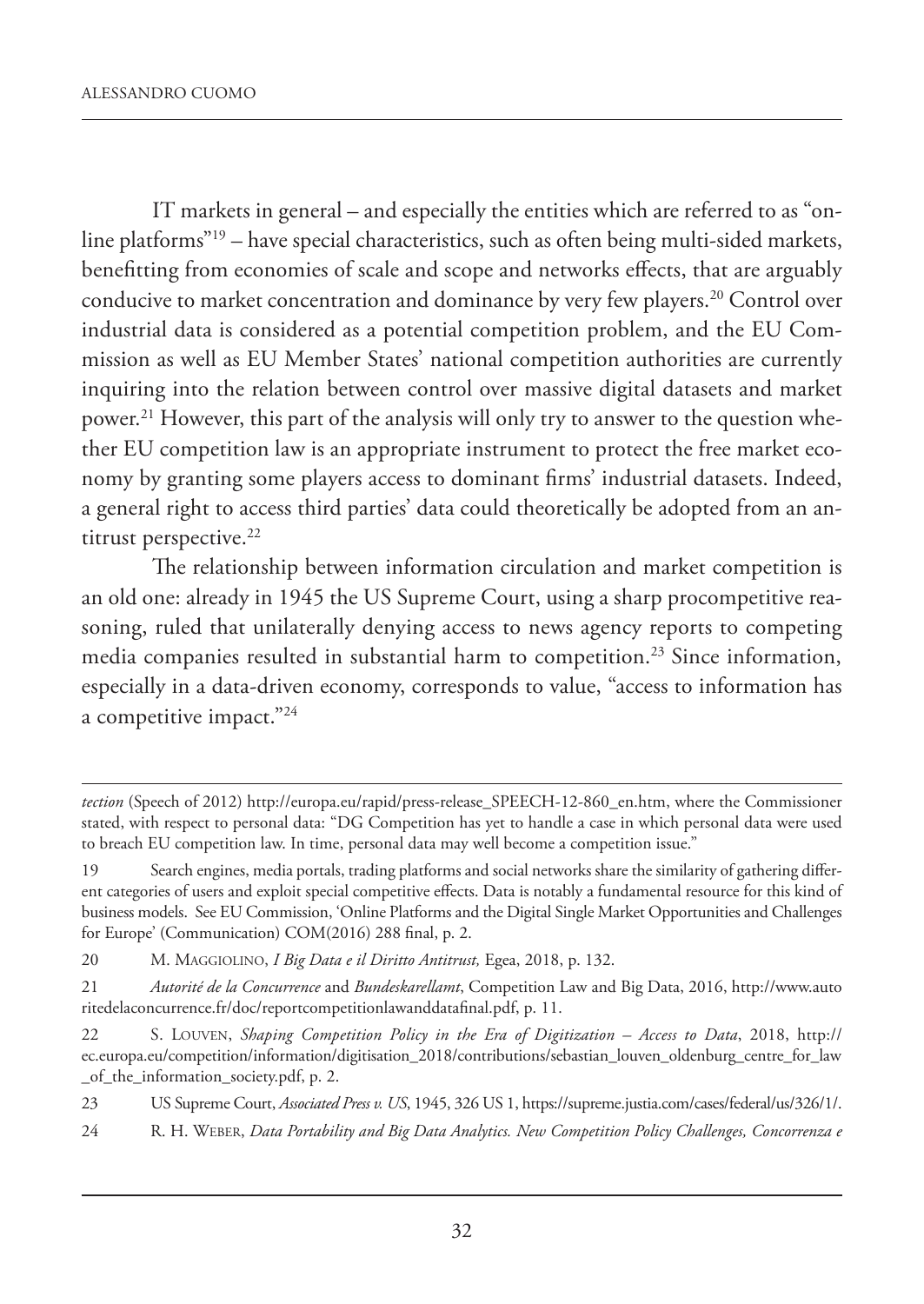IT markets in general – and especially the entities which are referred to as "online platforms"[19] – have special characteristics, such as often being multi-sided markets, benefitting from economies of scale and scope and networks effects, that are arguably conducive to market concentration and dominance by very few players.[20] Control over industrial data is considered as a potential competition problem, and the EU Commission as well as EU Member States' national competition authorities are currently inquiring into the relation between control over massive digital datasets and market power.[21] However, this part of the analysis will only try to answer to the question whether EU competition law is an appropriate instrument to protect the free market economy by granting some players access to dominant firms' industrial datasets. Indeed, a general right to access third parties' data could theoretically be adopted from an antitrust perspective.[22]

The relationship between information circulation and market competition is an old one: already in 1945 the US Supreme Court, using a sharp procompetitive reasoning, ruled that unilaterally denying access to news agency reports to competing media companies resulted in substantial harm to competition.[23] Since information, especially in a data-driven economy, corresponds to value, "access to information has a competitive impact."[24]

---

*tection* (Speech of 2012) http://europa.eu/rapid/press-release_SPEECH-12-860_en.htm, where the Commissioner stated, with respect to personal data: "DG Competition has yet to handle a case in which personal data were used to breach EU competition law. In time, personal data may well become a competition issue."

19 Search engines, media portals, trading platforms and social networks share the similarity of gathering different categories of users and exploit special competitive effects. Data is notably a fundamental resource for this kind of business models. See EU Commission, 'Online Platforms and the Digital Single Market Opportunities and Challenges for Europe' (Communication) COM(2016) 288 final, p. 2.

20 M. Maggiolino, *I Big Data e il Diritto Antitrust,* Egea, 2018, p. 132.

21 *Autorité de la Concurrence* and *Bundeskarellamt*, Competition Law and Big Data, 2016, http://www.autoritedelaconcurrence.fr/doc/reportcompetitionlawanddatafinal.pdf, p. 11.

22 S. Louven, *Shaping Competition Policy in the Era of Digitization – Access to Data*, 2018, http://ec.europa.eu/competition/information/digitisation_2018/contributions/sebastian_louven_oldenburg_centre_for_law_of_the_information_society.pdf, p. 2.

23 US Supreme Court, *Associated Press v. US*, 1945, 326 US 1, https://supreme.justia.com/cases/federal/us/326/1/.

24 R. H. Weber, *Data Portability and Big Data Analytics. New Competition Policy Challenges, Concorrenza e*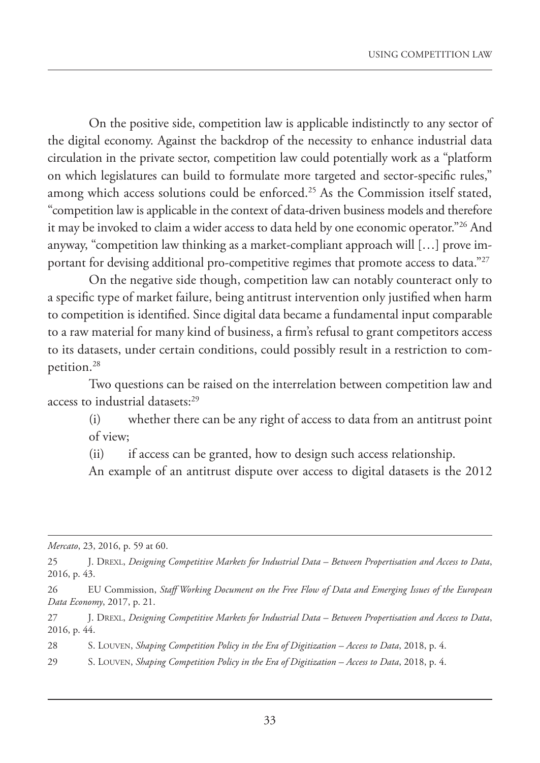On the positive side, competition law is applicable indistinctly to any sector of the digital economy. Against the backdrop of the necessity to enhance industrial data circulation in the private sector, competition law could potentially work as a "platform on which legislatures can build to formulate more targeted and sector-specific rules," among which access solutions could be enforced.[25] As the Commission itself stated, "competition law is applicable in the context of data-driven business models and therefore it may be invoked to claim a wider access to data held by one economic operator."[26] And anyway, "competition law thinking as a market-compliant approach will […] prove important for devising additional pro-competitive regimes that promote access to data."[27]

On the negative side though, competition law can notably counteract only to a specific type of market failure, being antitrust intervention only justified when harm to competition is identified. Since digital data became a fundamental input comparable to a raw material for many kind of business, a firm's refusal to grant competitors access to its datasets, under certain conditions, could possibly result in a restriction to competition.[28]

Two questions can be raised on the interrelation between competition law and access to industrial datasets:[29]

(i) whether there can be any right of access to data from an antitrust point of view;

(ii) if access can be granted, how to design such access relationship.

An example of an antitrust dispute over access to digital datasets is the 2012

---

*Mercato*, 23, 2016, p. 59 at 60.

25 J. Drexl, *Designing Competitive Markets for Industrial Data – Between Propertisation and Access to Data*, 2016, p. 43.

26 EU Commission, *Staff Working Document on the Free Flow of Data and Emerging Issues of the European Data Economy*, 2017, p. 21.

27 J. Drexl, *Designing Competitive Markets for Industrial Data – Between Propertisation and Access to Data*, 2016, p. 44.

28 S. Louven, *Shaping Competition Policy in the Era of Digitization – Access to Data*, 2018, p. 4.

29 S. Louven, *Shaping Competition Policy in the Era of Digitization – Access to Data*, 2018, p. 4.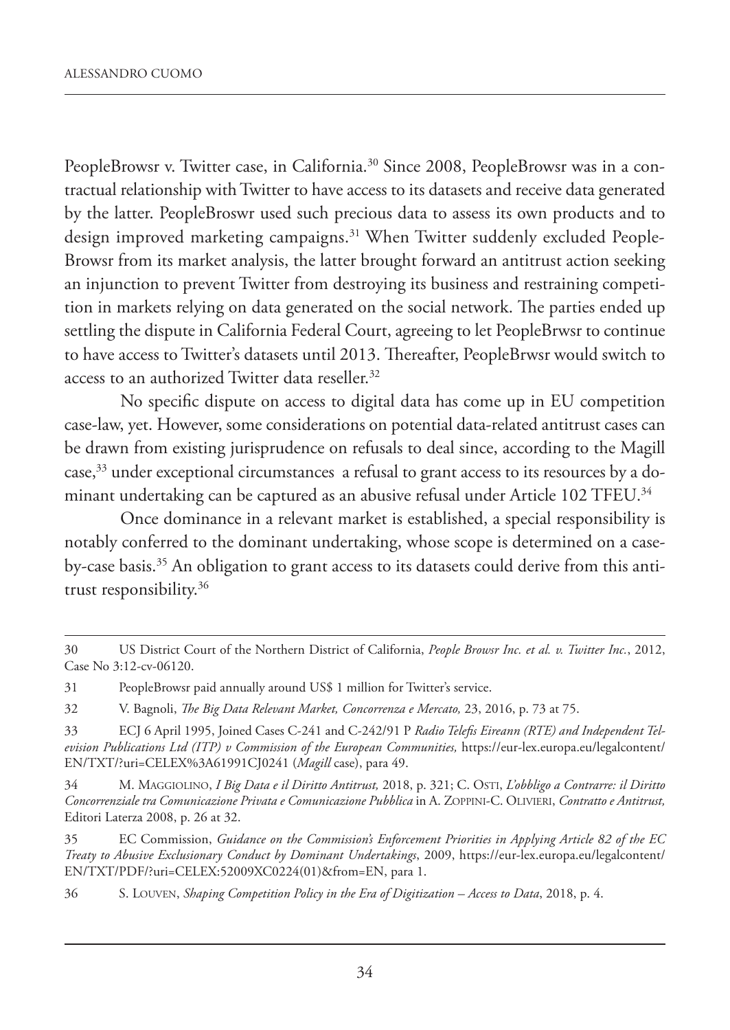PeopleBrowsr v. Twitter case, in California.[30] Since 2008, PeopleBrowsr was in a contractual relationship with Twitter to have access to its datasets and receive data generated by the latter. PeopleBroswr used such precious data to assess its own products and to design improved marketing campaigns.[31] When Twitter suddenly excluded PeopleBrowsr from its market analysis, the latter brought forward an antitrust action seeking an injunction to prevent Twitter from destroying its business and restraining competition in markets relying on data generated on the social network. The parties ended up settling the dispute in California Federal Court, agreeing to let PeopleBrwsr to continue to have access to Twitter's datasets until 2013. Thereafter, PeopleBrwsr would switch to access to an authorized Twitter data reseller.[32]

No specific dispute on access to digital data has come up in EU competition case-law, yet. However, some considerations on potential data-related antitrust cases can be drawn from existing jurisprudence on refusals to deal since, according to the Magill case,[33] under exceptional circumstances a refusal to grant access to its resources by a dominant undertaking can be captured as an abusive refusal under Article 102 TFEU.[34]

Once dominance in a relevant market is established, a special responsibility is notably conferred to the dominant undertaking, whose scope is determined on a case-by-case basis.[35] An obligation to grant access to its datasets could derive from this antitrust responsibility.[36]

---

30 US District Court of the Northern District of California, *People Browsr Inc. et al. v. Twitter Inc.*, 2012, Case No 3:12-cv-06120.

31 PeopleBrowsr paid annually around US$ 1 million for Twitter's service.

32 V. Bagnoli, *The Big Data Relevant Market, Concorrenza e Mercato,* 23, 2016, p. 73 at 75.

33 ECJ 6 April 1995, Joined Cases C-241 and C-242/91 P *Radio Telefis Eireann (RTE) and Independent Television Publications Ltd (ITP) v Commission of the European Communities,* https://eur-lex.europa.eu/legalcontent/EN/TXT/?uri=CELEX%3A61991CJ0241 (*Magill* case), para 49.

34 M. Maggiolino, *I Big Data e il Diritto Antitrust,* 2018, p. 321; C. Osti, *L'obbligo a Contrarre: il Diritto Concorrenziale tra Comunicazione Privata e Comunicazione Pubblica* in A. Zoppini-C. Olivieri, *Contratto e Antitrust,* Editori Laterza 2008, p. 26 at 32.

35 EC Commission, *Guidance on the Commission's Enforcement Priorities in Applying Article 82 of the EC Treaty to Abusive Exclusionary Conduct by Dominant Undertakings*, 2009, https://eur-lex.europa.eu/legalcontent/EN/TXT/PDF/?uri=CELEX:52009XC0224(01)&from=EN, para 1.

36 S. Louven, *Shaping Competition Policy in the Era of Digitization – Access to Data*, 2018, p. 4.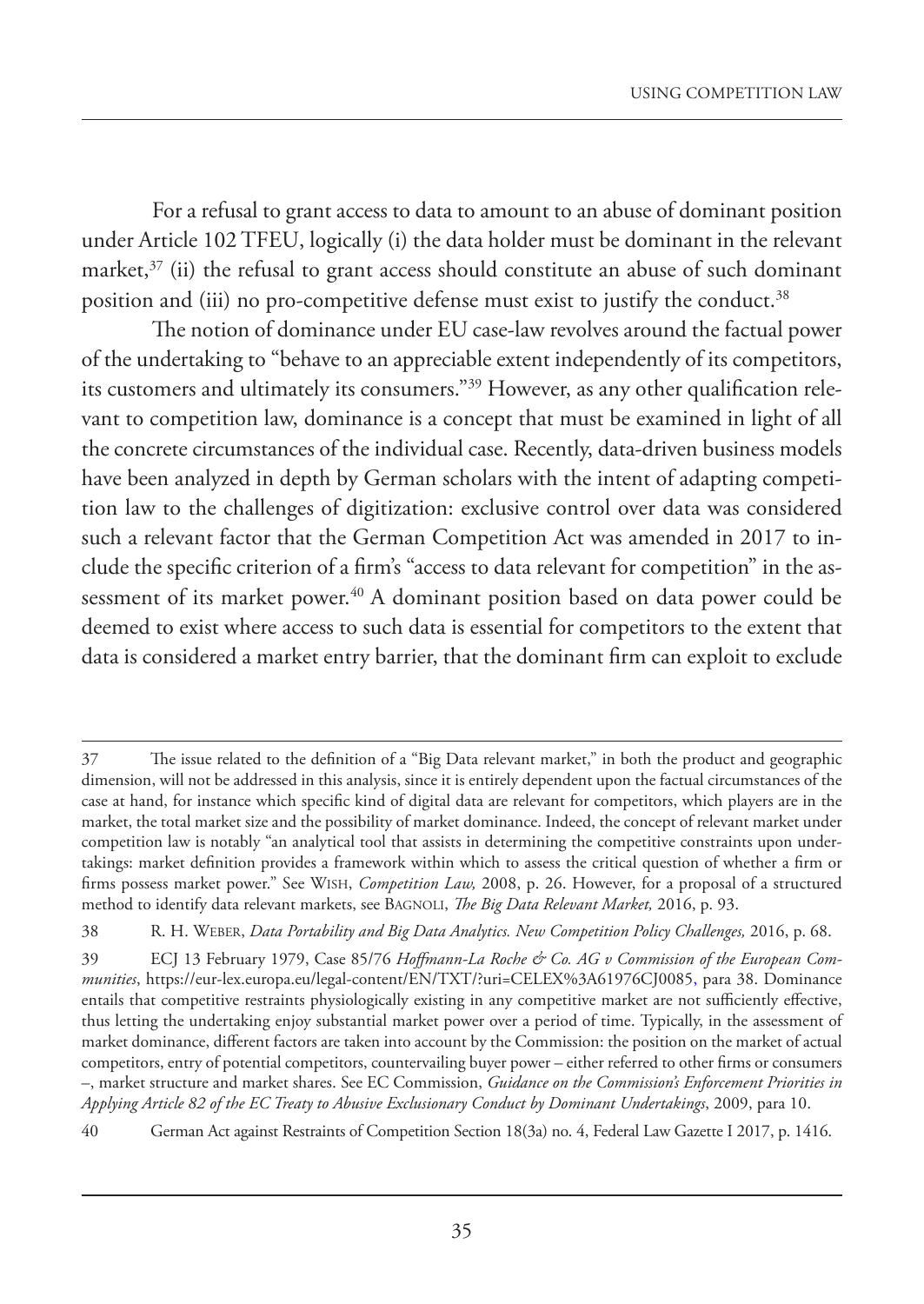For a refusal to grant access to data to amount to an abuse of dominant position under Article 102 TFEU, logically (i) the data holder must be dominant in the relevant market,[37] (ii) the refusal to grant access should constitute an abuse of such dominant position and (iii) no pro-competitive defense must exist to justify the conduct.[38]

The notion of dominance under EU case-law revolves around the factual power of the undertaking to "behave to an appreciable extent independently of its competitors, its customers and ultimately its consumers."[39] However, as any other qualification relevant to competition law, dominance is a concept that must be examined in light of all the concrete circumstances of the individual case. Recently, data-driven business models have been analyzed in depth by German scholars with the intent of adapting competition law to the challenges of digitization: exclusive control over data was considered such a relevant factor that the German Competition Act was amended in 2017 to include the specific criterion of a firm's "access to data relevant for competition" in the assessment of its market power.[40] A dominant position based on data power could be deemed to exist where access to such data is essential for competitors to the extent that data is considered a market entry barrier, that the dominant firm can exploit to exclude

---

37 The issue related to the definition of a "Big Data relevant market," in both the product and geographic dimension, will not be addressed in this analysis, since it is entirely dependent upon the factual circumstances of the case at hand, for instance which specific kind of digital data are relevant for competitors, which players are in the market, the total market size and the possibility of market dominance. Indeed, the concept of relevant market under competition law is notably "an analytical tool that assists in determining the competitive constraints upon undertakings: market definition provides a framework within which to assess the critical question of whether a firm or firms possess market power." See Wish, *Competition Law,* 2008, p. 26. However, for a proposal of a structured method to identify data relevant markets, see Bagnoli, *The Big Data Relevant Market,* 2016, p. 93.

38 R. H. Weber, *Data Portability and Big Data Analytics. New Competition Policy Challenges,* 2016, p. 68.

39 ECJ 13 February 1979, Case 85/76 *Hoffmann-La Roche & Co. AG v Commission of the European Communities*, https://eur-lex.europa.eu/legal-content/EN/TXT/?uri=CELEX%3A61976CJ0085, para 38. Dominance entails that competitive restraints physiologically existing in any competitive market are not sufficiently effective, thus letting the undertaking enjoy substantial market power over a period of time. Typically, in the assessment of market dominance, different factors are taken into account by the Commission: the position on the market of actual competitors, entry of potential competitors, countervailing buyer power – either referred to other firms or consumers –, market structure and market shares. See EC Commission, *Guidance on the Commission's Enforcement Priorities in Applying Article 82 of the EC Treaty to Abusive Exclusionary Conduct by Dominant Undertakings*, 2009, para 10.

40 German Act against Restraints of Competition Section 18(3a) no. 4, Federal Law Gazette I 2017, p. 1416.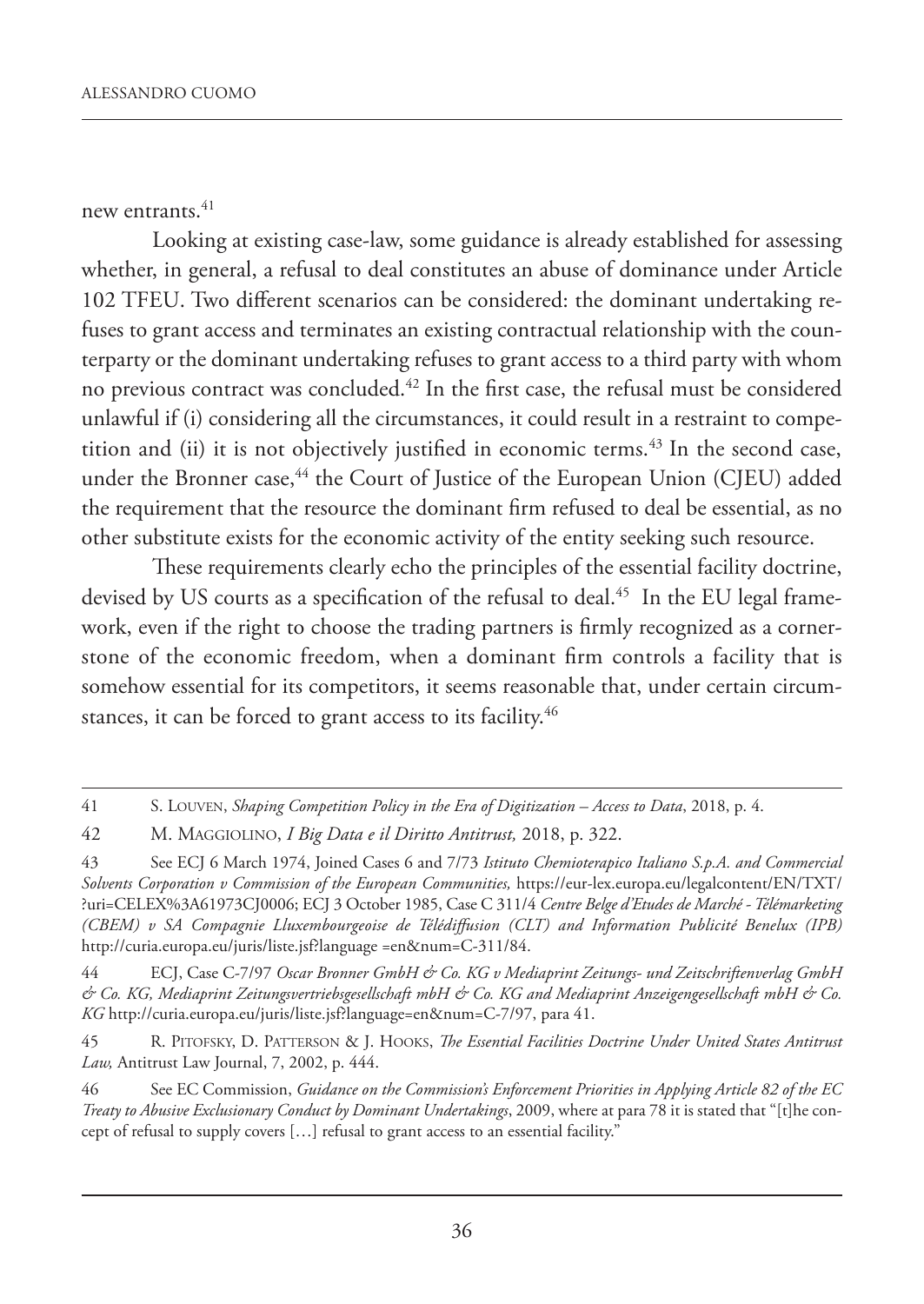new entrants.[41]

Looking at existing case-law, some guidance is already established for assessing whether, in general, a refusal to deal constitutes an abuse of dominance under Article 102 TFEU. Two different scenarios can be considered: the dominant undertaking refuses to grant access and terminates an existing contractual relationship with the counterparty or the dominant undertaking refuses to grant access to a third party with whom no previous contract was concluded.[42] In the first case, the refusal must be considered unlawful if (i) considering all the circumstances, it could result in a restraint to competition and (ii) it is not objectively justified in economic terms.[43] In the second case, under the Bronner case,[44] the Court of Justice of the European Union (CJEU) added the requirement that the resource the dominant firm refused to deal be essential, as no other substitute exists for the economic activity of the entity seeking such resource.

These requirements clearly echo the principles of the essential facility doctrine, devised by US courts as a specification of the refusal to deal.[45] In the EU legal framework, even if the right to choose the trading partners is firmly recognized as a cornerstone of the economic freedom, when a dominant firm controls a facility that is somehow essential for its competitors, it seems reasonable that, under certain circumstances, it can be forced to grant access to its facility.[46]

---

41 S. Louven, *Shaping Competition Policy in the Era of Digitization – Access to Data*, 2018, p. 4.

42 M. Maggiolino, *I Big Data e il Diritto Antitrust,* 2018, p. 322.

43 See ECJ 6 March 1974, Joined Cases 6 and 7/73 *Istituto Chemioterapico Italiano S.p.A. and Commercial Solvents Corporation v Commission of the European Communities,* https://eur-lex.europa.eu/legalcontent/EN/TXT/?uri=CELEX%3A61973CJ0006; ECJ 3 October 1985, Case C 311/4 *Centre Belge d'Etudes de Marché - Télémarketing (CBEM) v SA Compagnie Lluxembourgeoise de Télédiffusion (CLT) and Information Publicité Benelux (IPB)* http://curia.europa.eu/juris/liste.jsf?language =en&num=C-311/84.

44 ECJ, Case C-7/97 *Oscar Bronner GmbH & Co. KG v Mediaprint Zeitungs- und Zeitschriftenverlag GmbH & Co. KG, Mediaprint Zeitungsvertriebsgesellschaft mbH & Co. KG and Mediaprint Anzeigengesellschaft mbH & Co. KG* http://curia.europa.eu/juris/liste.jsf?language=en&num=C-7/97, para 41.

45 R. Pitofsky, D. Patterson & J. Hooks, *The Essential Facilities Doctrine Under United States Antitrust Law,* Antitrust Law Journal, 7, 2002, p. 444.

46 See EC Commission, *Guidance on the Commission's Enforcement Priorities in Applying Article 82 of the EC Treaty to Abusive Exclusionary Conduct by Dominant Undertakings*, 2009, where at para 78 it is stated that "[t]he concept of refusal to supply covers […] refusal to grant access to an essential facility."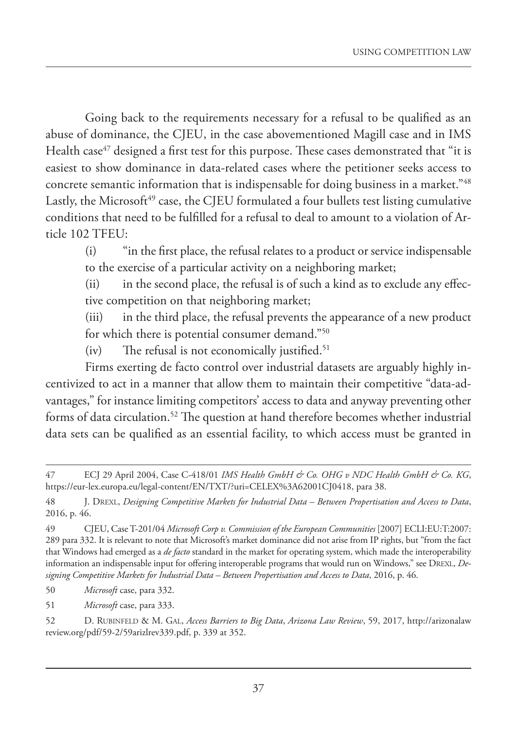Going back to the requirements necessary for a refusal to be qualified as an abuse of dominance, the CJEU, in the case abovementioned Magill case and in IMS Health case[47] designed a first test for this purpose. These cases demonstrated that "it is easiest to show dominance in data-related cases where the petitioner seeks access to concrete semantic information that is indispensable for doing business in a market."[48] Lastly, the Microsoft[49] case, the CJEU formulated a four bullets test listing cumulative conditions that need to be fulfilled for a refusal to deal to amount to a violation of Article 102 TFEU:

(i) "in the first place, the refusal relates to a product or service indispensable to the exercise of a particular activity on a neighboring market;

(ii) in the second place, the refusal is of such a kind as to exclude any effective competition on that neighboring market;

(iii) in the third place, the refusal prevents the appearance of a new product for which there is potential consumer demand."[50]

(iv) The refusal is not economically justified.[51]

Firms exerting de facto control over industrial datasets are arguably highly incentivized to act in a manner that allow them to maintain their competitive "data-advantages," for instance limiting competitors' access to data and anyway preventing other forms of data circulation.[52] The question at hand therefore becomes whether industrial data sets can be qualified as an essential facility, to which access must be granted in

---

47 ECJ 29 April 2004, Case C-418/01 *IMS Health GmbH & Co. OHG v NDC Health GmbH & Co. KG*, https://eur-lex.europa.eu/legal-content/EN/TXT/?uri=CELEX%3A62001CJ0418, para 38.

48 J. Drexl, *Designing Competitive Markets for Industrial Data – Between Propertisation and Access to Data*, 2016, p. 46.

49 CJEU, Case T-201/04 *Microsoft Corp v. Commission of the European Communities* [2007] ECLI:EU:T:2007:289 para 332. It is relevant to note that Microsoft's market dominance did not arise from IP rights, but "from the fact that Windows had emerged as a *de facto* standard in the market for operating system, which made the interoperability information an indispensable input for offering interoperable programs that would run on Windows," see Drexl, *Designing Competitive Markets for Industrial Data – Between Propertisation and Access to Data*, 2016, p. 46.

50 *Microsoft* case, para 332.

51 *Microsoft* case, para 333.

52 D. Rubinfeld & M. Gal, *Access Barriers to Big Data*, *Arizona Law Review*, 59, 2017, http://arizonalawreview.org/pdf/59-2/59arizlrev339.pdf, p. 339 at 352.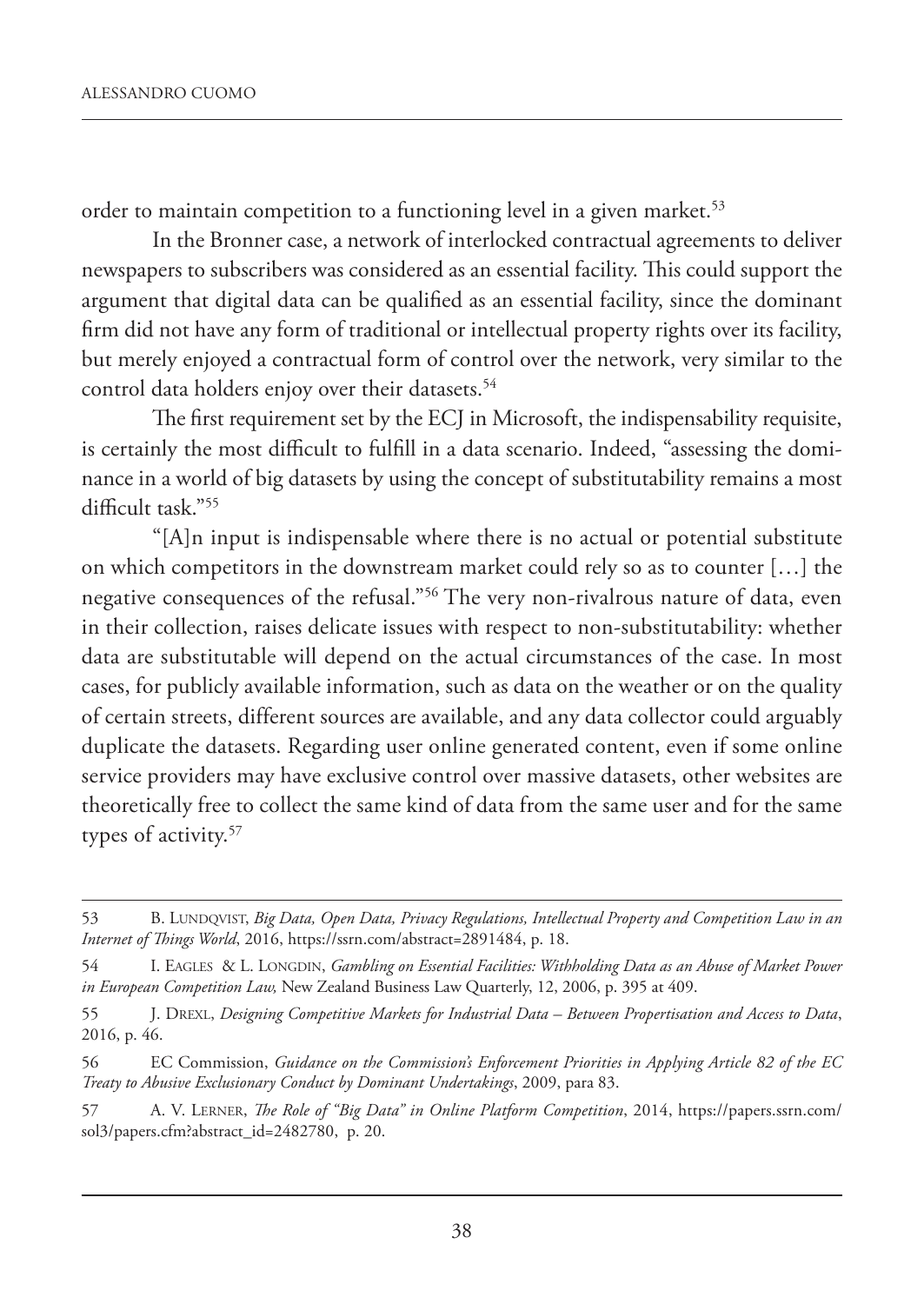order to maintain competition to a functioning level in a given market.[53]

In the Bronner case, a network of interlocked contractual agreements to deliver newspapers to subscribers was considered as an essential facility. This could support the argument that digital data can be qualified as an essential facility, since the dominant firm did not have any form of traditional or intellectual property rights over its facility, but merely enjoyed a contractual form of control over the network, very similar to the control data holders enjoy over their datasets.[54]

The first requirement set by the ECJ in Microsoft, the indispensability requisite, is certainly the most difficult to fulfill in a data scenario. Indeed, "assessing the dominance in a world of big datasets by using the concept of substitutability remains a most difficult task."[55]

"[A]n input is indispensable where there is no actual or potential substitute on which competitors in the downstream market could rely so as to counter […] the negative consequences of the refusal."[56] The very non-rivalrous nature of data, even in their collection, raises delicate issues with respect to non-substitutability: whether data are substitutable will depend on the actual circumstances of the case. In most cases, for publicly available information, such as data on the weather or on the quality of certain streets, different sources are available, and any data collector could arguably duplicate the datasets. Regarding user online generated content, even if some online service providers may have exclusive control over massive datasets, other websites are theoretically free to collect the same kind of data from the same user and for the same types of activity.[57]

---

53 B. Lundqvist, *Big Data, Open Data, Privacy Regulations, Intellectual Property and Competition Law in an Internet of Things World*, 2016, https://ssrn.com/abstract=2891484, p. 18.

54 I. Eagles & L. Longdin, *Gambling on Essential Facilities: Withholding Data as an Abuse of Market Power in European Competition Law,* New Zealand Business Law Quarterly, 12, 2006, p. 395 at 409.

55 J. Drexl, *Designing Competitive Markets for Industrial Data – Between Propertisation and Access to Data*, 2016, p. 46.

56 EC Commission, *Guidance on the Commission's Enforcement Priorities in Applying Article 82 of the EC Treaty to Abusive Exclusionary Conduct by Dominant Undertakings*, 2009, para 83.

57 A. V. Lerner, *The Role of "Big Data" in Online Platform Competition*, 2014, https://papers.ssrn.com/sol3/papers.cfm?abstract_id=2482780, p. 20.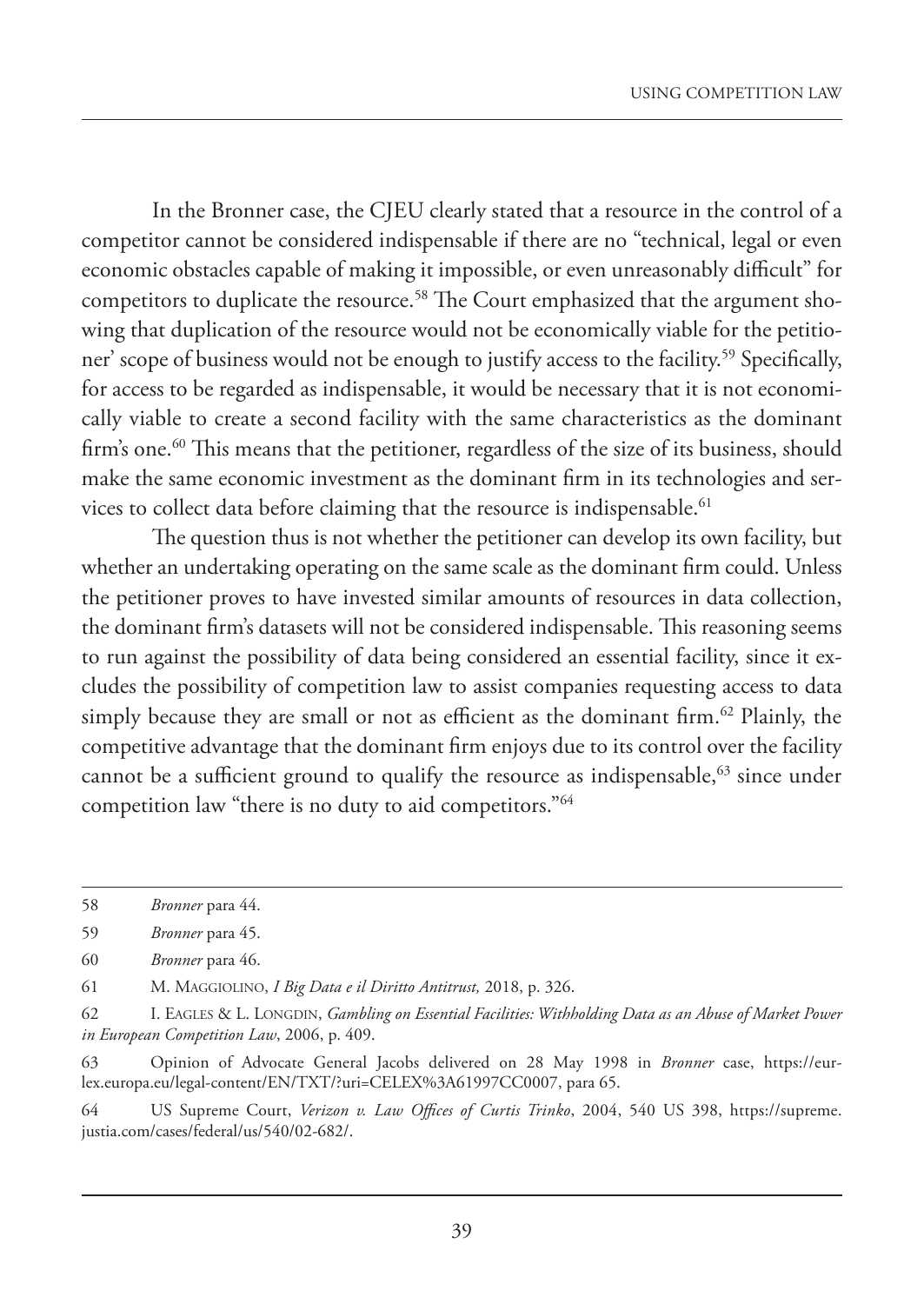In the Bronner case, the CJEU clearly stated that a resource in the control of a competitor cannot be considered indispensable if there are no "technical, legal or even economic obstacles capable of making it impossible, or even unreasonably difficult" for competitors to duplicate the resource.[58] The Court emphasized that the argument showing that duplication of the resource would not be economically viable for the petitioner' scope of business would not be enough to justify access to the facility.[59] Specifically, for access to be regarded as indispensable, it would be necessary that it is not economically viable to create a second facility with the same characteristics as the dominant firm's one.[60] This means that the petitioner, regardless of the size of its business, should make the same economic investment as the dominant firm in its technologies and services to collect data before claiming that the resource is indispensable.[61]

The question thus is not whether the petitioner can develop its own facility, but whether an undertaking operating on the same scale as the dominant firm could. Unless the petitioner proves to have invested similar amounts of resources in data collection, the dominant firm's datasets will not be considered indispensable. This reasoning seems to run against the possibility of data being considered an essential facility, since it excludes the possibility of competition law to assist companies requesting access to data simply because they are small or not as efficient as the dominant firm.[62] Plainly, the competitive advantage that the dominant firm enjoys due to its control over the facility cannot be a sufficient ground to qualify the resource as indispensable,[63] since under competition law "there is no duty to aid competitors."[64]

---

58 *Bronner* para 44.

59 *Bronner* para 45.

60 *Bronner* para 46.

61 M. Maggiolino, *I Big Data e il Diritto Antitrust,* 2018, p. 326.

62 I. Eagles & L. Longdin, *Gambling on Essential Facilities: Withholding Data as an Abuse of Market Power in European Competition Law*, 2006, p. 409.

63 Opinion of Advocate General Jacobs delivered on 28 May 1998 in *Bronner* case, https://eur-lex.europa.eu/legal-content/EN/TXT/?uri=CELEX%3A61997CC0007, para 65.

64 US Supreme Court, *Verizon v. Law Offices of Curtis Trinko*, 2004, 540 US 398, https://supreme.justia.com/cases/federal/us/540/02-682/.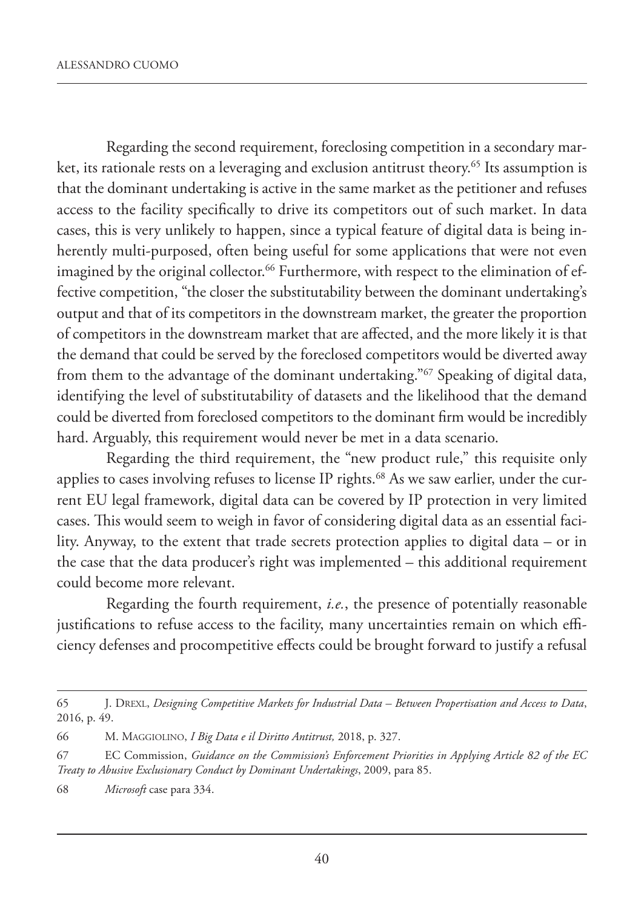Regarding the second requirement, foreclosing competition in a secondary market, its rationale rests on a leveraging and exclusion antitrust theory.[65] Its assumption is that the dominant undertaking is active in the same market as the petitioner and refuses access to the facility specifically to drive its competitors out of such market. In data cases, this is very unlikely to happen, since a typical feature of digital data is being inherently multi-purposed, often being useful for some applications that were not even imagined by the original collector.[66] Furthermore, with respect to the elimination of effective competition, "the closer the substitutability between the dominant undertaking's output and that of its competitors in the downstream market, the greater the proportion of competitors in the downstream market that are affected, and the more likely it is that the demand that could be served by the foreclosed competitors would be diverted away from them to the advantage of the dominant undertaking."[67] Speaking of digital data, identifying the level of substitutability of datasets and the likelihood that the demand could be diverted from foreclosed competitors to the dominant firm would be incredibly hard. Arguably, this requirement would never be met in a data scenario.

Regarding the third requirement, the "new product rule," this requisite only applies to cases involving refuses to license IP rights.[68] As we saw earlier, under the current EU legal framework, digital data can be covered by IP protection in very limited cases. This would seem to weigh in favor of considering digital data as an essential facility. Anyway, to the extent that trade secrets protection applies to digital data – or in the case that the data producer's right was implemented – this additional requirement could become more relevant.

Regarding the fourth requirement, *i.e.*, the presence of potentially reasonable justifications to refuse access to the facility, many uncertainties remain on which efficiency defenses and procompetitive effects could be brought forward to justify a refusal

---

65 J. Drexl, *Designing Competitive Markets for Industrial Data – Between Propertisation and Access to Data*, 2016, p. 49.

66 M. Maggiolino, *I Big Data e il Diritto Antitrust,* 2018, p. 327.

67 EC Commission, *Guidance on the Commission's Enforcement Priorities in Applying Article 82 of the EC Treaty to Abusive Exclusionary Conduct by Dominant Undertakings*, 2009, para 85.

68 *Microsoft* case para 334.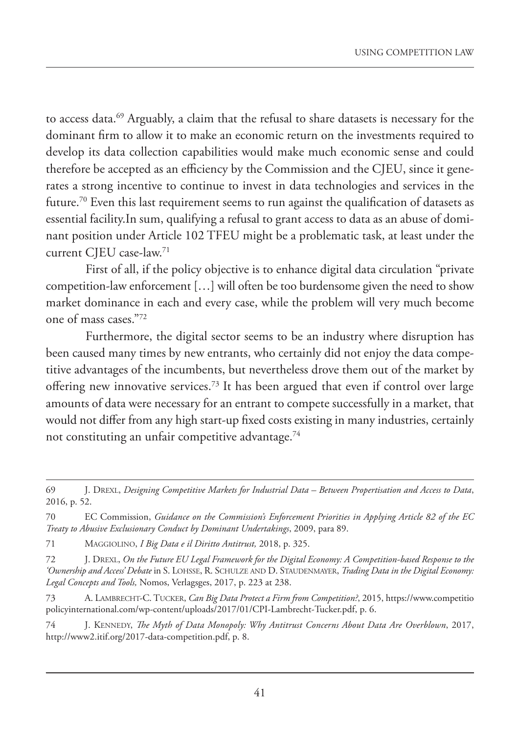to access data.[69] Arguably, a claim that the refusal to share datasets is necessary for the dominant firm to allow it to make an economic return on the investments required to develop its data collection capabilities would make much economic sense and could therefore be accepted as an efficiency by the Commission and the CJEU, since it generates a strong incentive to continue to invest in data technologies and services in the future.[70] Even this last requirement seems to run against the qualification of datasets as essential facility.In sum, qualifying a refusal to grant access to data as an abuse of dominant position under Article 102 TFEU might be a problematic task, at least under the current CJEU case-law.[71]

First of all, if the policy objective is to enhance digital data circulation "private competition-law enforcement […] will often be too burdensome given the need to show market dominance in each and every case, while the problem will very much become one of mass cases."[72]

Furthermore, the digital sector seems to be an industry where disruption has been caused many times by new entrants, who certainly did not enjoy the data competitive advantages of the incumbents, but nevertheless drove them out of the market by offering new innovative services.[73] It has been argued that even if control over large amounts of data were necessary for an entrant to compete successfully in a market, that would not differ from any high start-up fixed costs existing in many industries, certainly not constituting an unfair competitive advantage.[74]

---

69 J. Drexl, *Designing Competitive Markets for Industrial Data – Between Propertisation and Access to Data*, 2016, p. 52.

70 EC Commission, *Guidance on the Commission's Enforcement Priorities in Applying Article 82 of the EC Treaty to Abusive Exclusionary Conduct by Dominant Undertakings*, 2009, para 89.

71 Maggiolino, *I Big Data e il Diritto Antitrust,* 2018, p. 325.

72 J. Drexl, *On the Future EU Legal Framework for the Digital Economy: A Competition-based Response to the 'Ownership and Access' Debate* in S. Lohsse, R. Schulze and D. Staudenmayer, *Trading Data in the Digital Economy: Legal Concepts and Tools,* Nomos, Verlagsges, 2017, p. 223 at 238.

73 A. Lambrecht-C. Tucker, *Can Big Data Protect a Firm from Competition?*, 2015, https://www.competitiopolicyinternational.com/wp-content/uploads/2017/01/CPI-Lambrecht-Tucker.pdf, p. 6.

74 J. Kennedy, *The Myth of Data Monopoly: Why Antitrust Concerns About Data Are Overblown*, 2017, http://www2.itif.org/2017-data-competition.pdf, p. 8.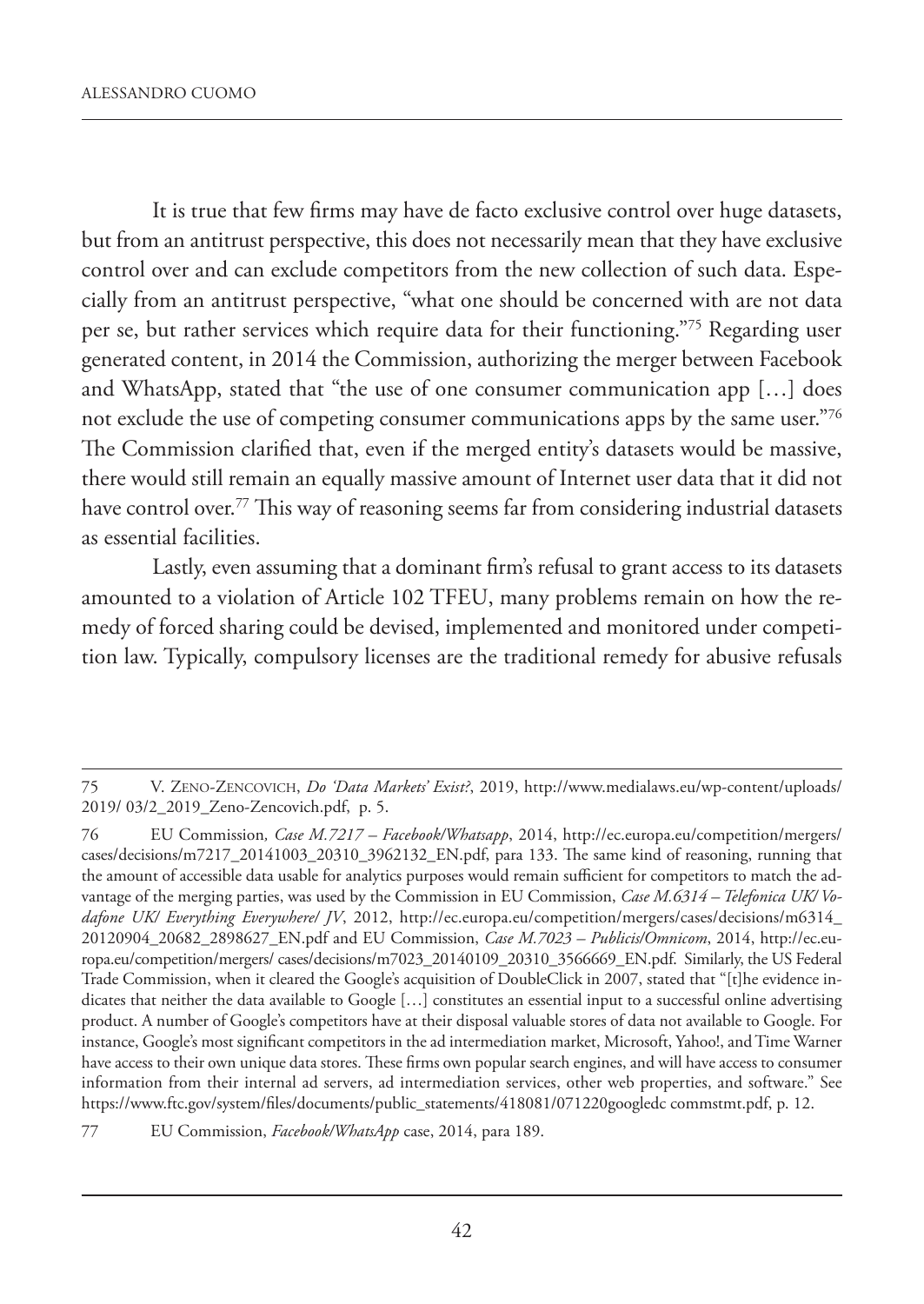It is true that few firms may have de facto exclusive control over huge datasets, but from an antitrust perspective, this does not necessarily mean that they have exclusive control over and can exclude competitors from the new collection of such data. Especially from an antitrust perspective, "what one should be concerned with are not data per se, but rather services which require data for their functioning."[75] Regarding user generated content, in 2014 the Commission, authorizing the merger between Facebook and WhatsApp, stated that "the use of one consumer communication app […] does not exclude the use of competing consumer communications apps by the same user."[76] The Commission clarified that, even if the merged entity's datasets would be massive, there would still remain an equally massive amount of Internet user data that it did not have control over.[77] This way of reasoning seems far from considering industrial datasets as essential facilities.

Lastly, even assuming that a dominant firm's refusal to grant access to its datasets amounted to a violation of Article 102 TFEU, many problems remain on how the remedy of forced sharing could be devised, implemented and monitored under competition law. Typically, compulsory licenses are the traditional remedy for abusive refusals

---

75 V. Zeno-Zencovich, *Do 'Data Markets' Exist?*, 2019, http://www.medialaws.eu/wp-content/uploads/2019/ 03/2_2019_Zeno-Zencovich.pdf, p. 5.

76 EU Commission*, Case M.7217 – Facebook/Whatsapp*, 2014, http://ec.europa.eu/competition/mergers/cases/decisions/m7217_20141003_20310_3962132_EN.pdf, para 133. The same kind of reasoning, running that the amount of accessible data usable for analytics purposes would remain sufficient for competitors to match the advantage of the merging parties, was used by the Commission in EU Commission, *Case M.6314 – Telefonica UK/ Vodafone UK/ Everything Everywhere/ JV*, 2012, http://ec.europa.eu/competition/mergers/cases/decisions/m6314_20120904_20682_2898627_EN.pdf and EU Commission, *Case M.7023 – Publicis/Omnicom*, 2014, http://ec.europa.eu/competition/mergers/ cases/decisions/m7023_20140109_20310_3566669_EN.pdf. Similarly, the US Federal Trade Commission, when it cleared the Google's acquisition of DoubleClick in 2007, stated that "[t]he evidence indicates that neither the data available to Google […] constitutes an essential input to a successful online advertising product. A number of Google's competitors have at their disposal valuable stores of data not available to Google. For instance, Google's most significant competitors in the ad intermediation market, Microsoft, Yahoo!, and Time Warner have access to their own unique data stores. These firms own popular search engines, and will have access to consumer information from their internal ad servers, ad intermediation services, other web properties, and software." See https://www.ftc.gov/system/files/documents/public_statements/418081/071220googledc commstmt.pdf, p. 12.

77 EU Commission, *Facebook/WhatsApp* case, 2014, para 189.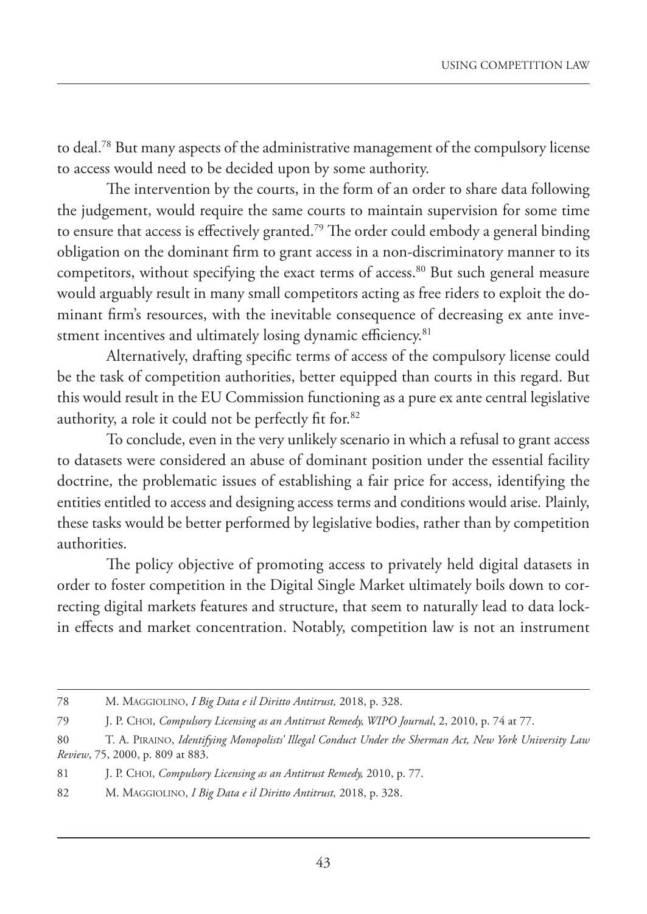to deal.[78] But many aspects of the administrative management of the compulsory license to access would need to be decided upon by some authority.

The intervention by the courts, in the form of an order to share data following the judgement, would require the same courts to maintain supervision for some time to ensure that access is effectively granted.[79] The order could embody a general binding obligation on the dominant firm to grant access in a non-discriminatory manner to its competitors, without specifying the exact terms of access.[80] But such general measure would arguably result in many small competitors acting as free riders to exploit the dominant firm's resources, with the inevitable consequence of decreasing ex ante investment incentives and ultimately losing dynamic efficiency.[81]

Alternatively, drafting specific terms of access of the compulsory license could be the task of competition authorities, better equipped than courts in this regard. But this would result in the EU Commission functioning as a pure ex ante central legislative authority, a role it could not be perfectly fit for.[82]

To conclude, even in the very unlikely scenario in which a refusal to grant access to datasets were considered an abuse of dominant position under the essential facility doctrine, the problematic issues of establishing a fair price for access, identifying the entities entitled to access and designing access terms and conditions would arise. Plainly, these tasks would be better performed by legislative bodies, rather than by competition authorities.

The policy objective of promoting access to privately held digital datasets in order to foster competition in the Digital Single Market ultimately boils down to correcting digital markets features and structure, that seem to naturally lead to data lock-in effects and market concentration. Notably, competition law is not an instrument

---

78 M. Maggiolino, *I Big Data e il Diritto Antitrust,* 2018, p. 328.

79 J. P. Choi, *Compulsory Licensing as an Antitrust Remedy, WIPO Journal*, 2, 2010, p. 74 at 77.

80 T. A. Piraino, *Identifying Monopolists' Illegal Conduct Under the Sherman Act, New York University Law Review*, 75, 2000, p. 809 at 883.

81 J. P. Choi, *Compulsory Licensing as an Antitrust Remedy,* 2010, p. 77.

82 M. Maggiolino, *I Big Data e il Diritto Antitrust,* 2018, p. 328.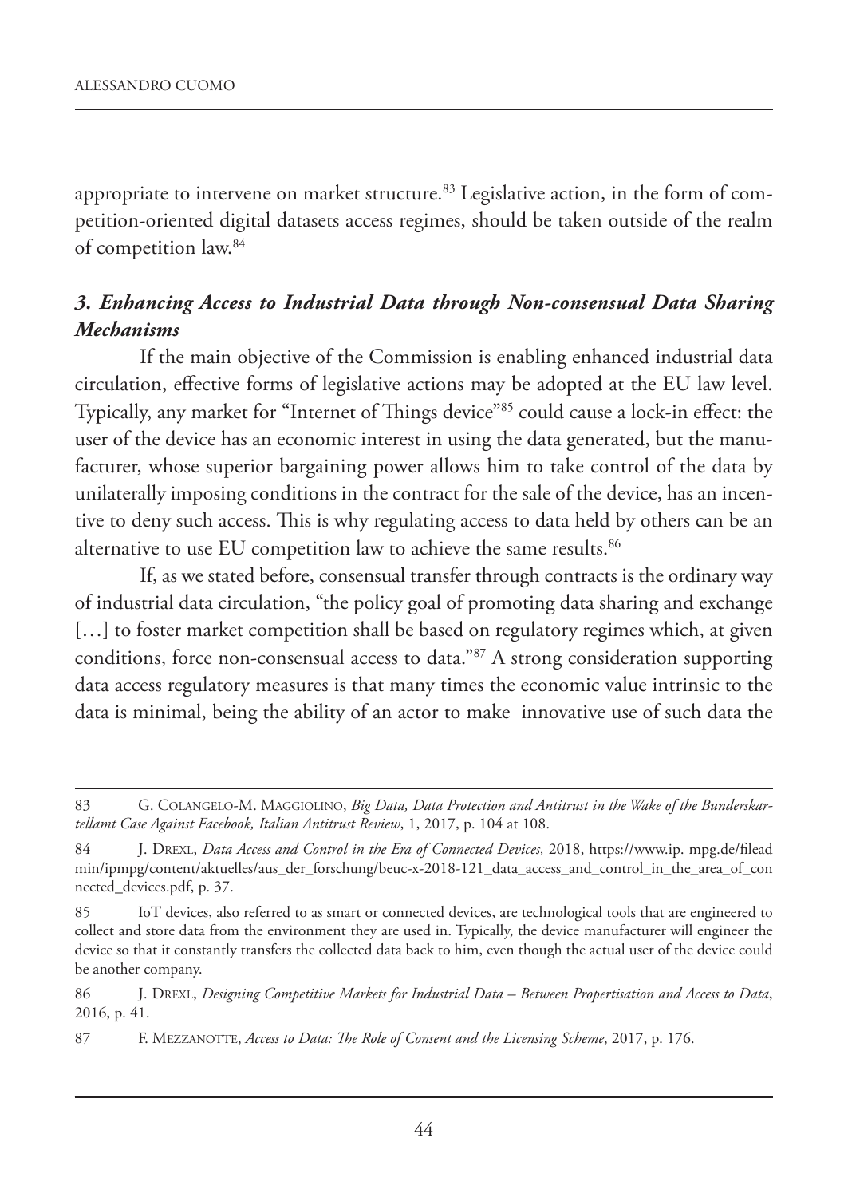appropriate to intervene on market structure.[83] Legislative action, in the form of competition-oriented digital datasets access regimes, should be taken outside of the realm of competition law.[84]

### *3. Enhancing Access to Industrial Data through Non-consensual Data Sharing Mechanisms*

If the main objective of the Commission is enabling enhanced industrial data circulation, effective forms of legislative actions may be adopted at the EU law level. Typically, any market for "Internet of Things device"[85] could cause a lock-in effect: the user of the device has an economic interest in using the data generated, but the manufacturer, whose superior bargaining power allows him to take control of the data by unilaterally imposing conditions in the contract for the sale of the device, has an incentive to deny such access. This is why regulating access to data held by others can be an alternative to use EU competition law to achieve the same results.[86]

If, as we stated before, consensual transfer through contracts is the ordinary way of industrial data circulation, "the policy goal of promoting data sharing and exchange […] to foster market competition shall be based on regulatory regimes which, at given conditions, force non-consensual access to data."[87] A strong consideration supporting data access regulatory measures is that many times the economic value intrinsic to the data is minimal, being the ability of an actor to make innovative use of such data the

---

83 G. Colangelo-M. Maggiolino, *Big Data, Data Protection and Antitrust in the Wake of the Bunderskartellamt Case Against Facebook, Italian Antitrust Review*, 1, 2017, p. 104 at 108.

84 J. Drexl, *Data Access and Control in the Era of Connected Devices,* 2018, https://www.ip. mpg.de/fileadmin/ipmpg/content/aktuelles/aus_der_forschung/beuc-x-2018-121_data_access_and_control_in_the_area_of_connected_devices.pdf, p. 37.

85 IoT devices, also referred to as smart or connected devices, are technological tools that are engineered to collect and store data from the environment they are used in. Typically, the device manufacturer will engineer the device so that it constantly transfers the collected data back to him, even though the actual user of the device could be another company.

86 J. Drexl, *Designing Competitive Markets for Industrial Data – Between Propertisation and Access to Data*, 2016, p. 41.

87 F. Mezzanotte, *Access to Data: The Role of Consent and the Licensing Scheme*, 2017, p. 176.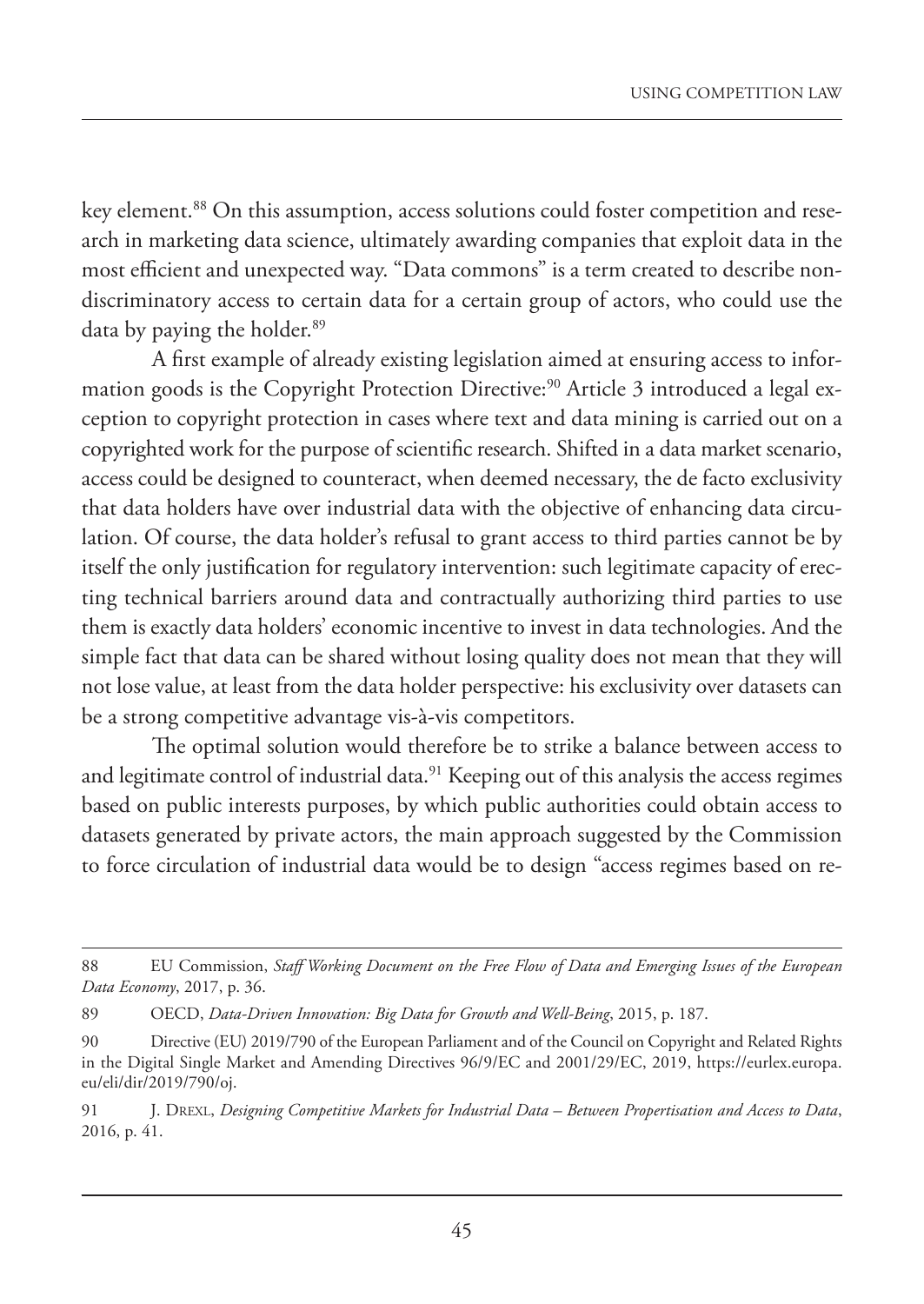key element.[88] On this assumption, access solutions could foster competition and research in marketing data science, ultimately awarding companies that exploit data in the most efficient and unexpected way. "Data commons" is a term created to describe non-discriminatory access to certain data for a certain group of actors, who could use the data by paying the holder.[89]

A first example of already existing legislation aimed at ensuring access to information goods is the Copyright Protection Directive:[90] Article 3 introduced a legal exception to copyright protection in cases where text and data mining is carried out on a copyrighted work for the purpose of scientific research. Shifted in a data market scenario, access could be designed to counteract, when deemed necessary, the de facto exclusivity that data holders have over industrial data with the objective of enhancing data circulation. Of course, the data holder's refusal to grant access to third parties cannot be by itself the only justification for regulatory intervention: such legitimate capacity of erecting technical barriers around data and contractually authorizing third parties to use them is exactly data holders' economic incentive to invest in data technologies. And the simple fact that data can be shared without losing quality does not mean that they will not lose value, at least from the data holder perspective: his exclusivity over datasets can be a strong competitive advantage vis-à-vis competitors.

The optimal solution would therefore be to strike a balance between access to and legitimate control of industrial data.[91] Keeping out of this analysis the access regimes based on public interests purposes, by which public authorities could obtain access to datasets generated by private actors, the main approach suggested by the Commission to force circulation of industrial data would be to design "access regimes based on re-

---

88 EU Commission, *Staff Working Document on the Free Flow of Data and Emerging Issues of the European Data Economy*, 2017, p. 36.

89 OECD, *Data-Driven Innovation: Big Data for Growth and Well-Being*, 2015, p. 187.

90 Directive (EU) 2019/790 of the European Parliament and of the Council on Copyright and Related Rights in the Digital Single Market and Amending Directives 96/9/EC and 2001/29/EC, 2019, https://eurlex.europa.eu/eli/dir/2019/790/oj.

91 J. Drexl, *Designing Competitive Markets for Industrial Data – Between Propertisation and Access to Data*, 2016, p. 41.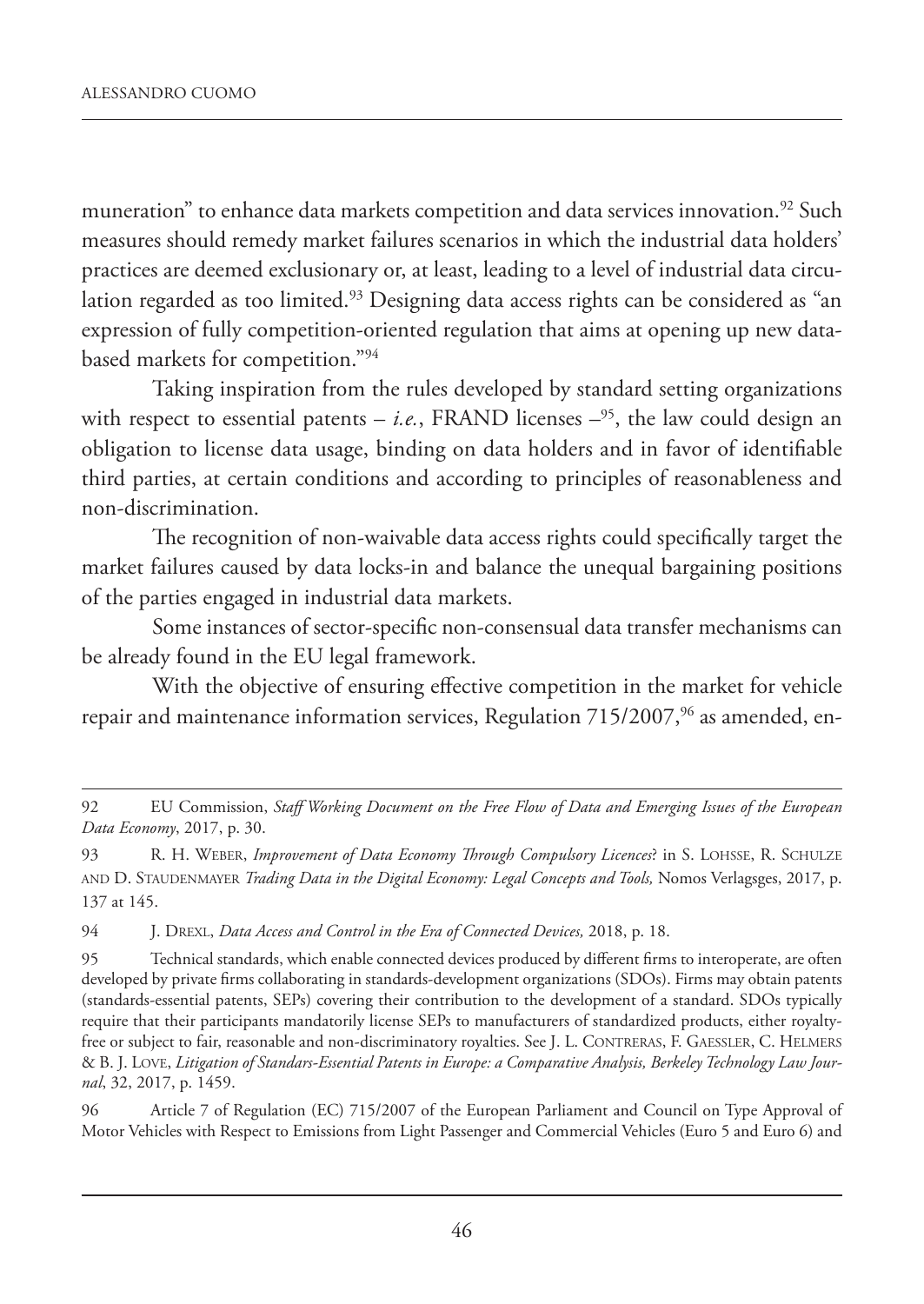muneration" to enhance data markets competition and data services innovation.[92] Such measures should remedy market failures scenarios in which the industrial data holders' practices are deemed exclusionary or, at least, leading to a level of industrial data circulation regarded as too limited.[93] Designing data access rights can be considered as "an expression of fully competition-oriented regulation that aims at opening up new data-based markets for competition."[94]

Taking inspiration from the rules developed by standard setting organizations with respect to essential patents – *i.e.*, FRAND licenses –[95], the law could design an obligation to license data usage, binding on data holders and in favor of identifiable third parties, at certain conditions and according to principles of reasonableness and non-discrimination.

The recognition of non-waivable data access rights could specifically target the market failures caused by data locks-in and balance the unequal bargaining positions of the parties engaged in industrial data markets.

Some instances of sector-specific non-consensual data transfer mechanisms can be already found in the EU legal framework.

With the objective of ensuring effective competition in the market for vehicle repair and maintenance information services, Regulation 715/2007,[96] as amended, en-

---

92 EU Commission, *Staff Working Document on the Free Flow of Data and Emerging Issues of the European Data Economy*, 2017, p. 30.

93 R. H. Weber, *Improvement of Data Economy Through Compulsory Licences*? in S. Lohsse, R. Schulze and D. Staudenmayer *Trading Data in the Digital Economy: Legal Concepts and Tools,* Nomos Verlagsges, 2017, p. 137 at 145.

94 J. Drexl, *Data Access and Control in the Era of Connected Devices,* 2018, p. 18.

95 Technical standards, which enable connected devices produced by different firms to interoperate, are often developed by private firms collaborating in standards-development organizations (SDOs). Firms may obtain patents (standards-essential patents, SEPs) covering their contribution to the development of a standard. SDOs typically require that their participants mandatorily license SEPs to manufacturers of standardized products, either royalty-free or subject to fair, reasonable and non-discriminatory royalties. See J. L. Contreras, F. Gaessler, C. Helmers & B. J. Love, *Litigation of Standars-Essential Patents in Europe: a Comparative Analysis, Berkeley Technology Law Journal*, 32, 2017, p. 1459.

96 Article 7 of Regulation (EC) 715/2007 of the European Parliament and Council on Type Approval of Motor Vehicles with Respect to Emissions from Light Passenger and Commercial Vehicles (Euro 5 and Euro 6) and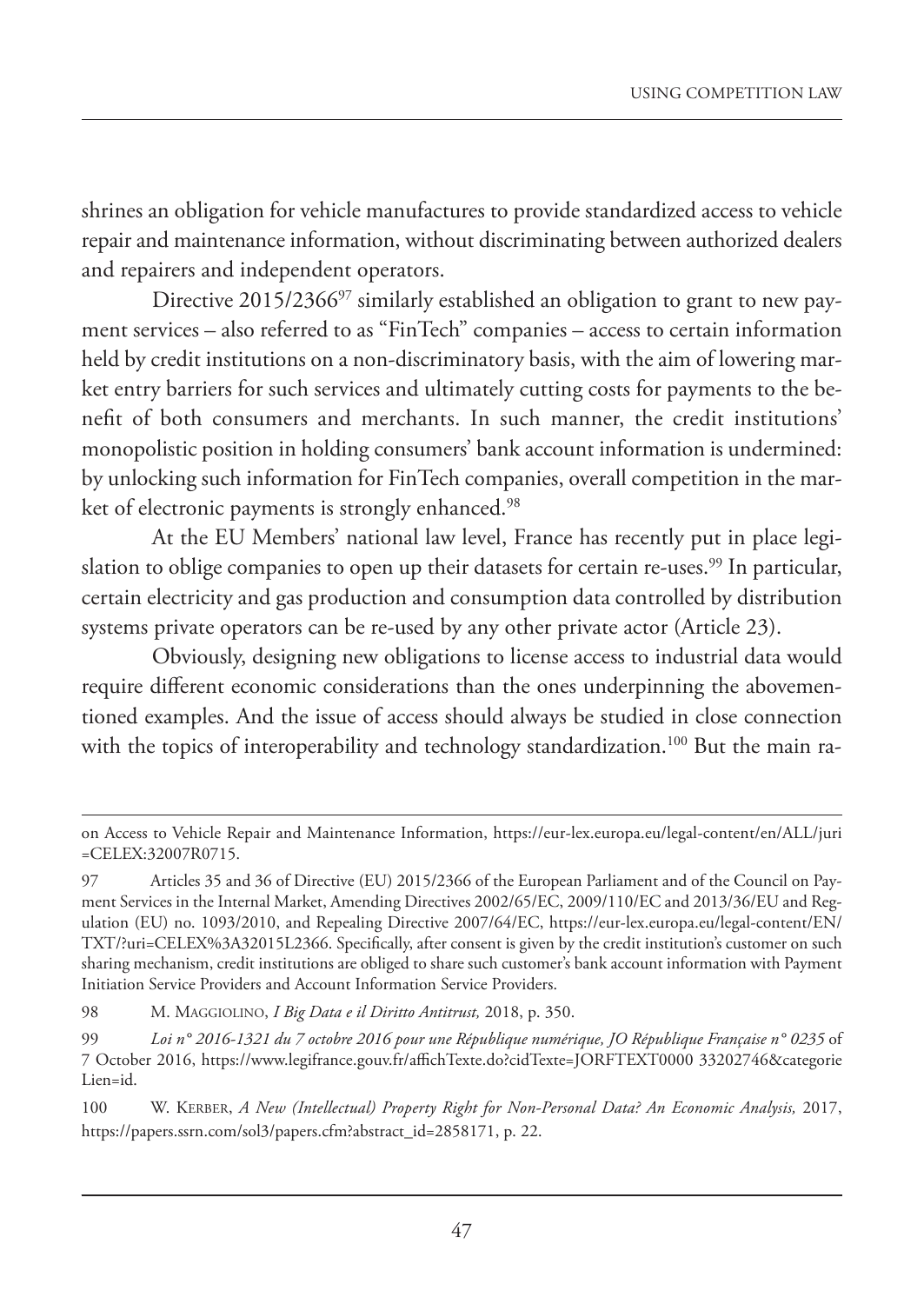shrines an obligation for vehicle manufactures to provide standardized access to vehicle repair and maintenance information, without discriminating between authorized dealers and repairers and independent operators.

Directive 2015/2366[97] similarly established an obligation to grant to new payment services – also referred to as "FinTech" companies – access to certain information held by credit institutions on a non-discriminatory basis, with the aim of lowering market entry barriers for such services and ultimately cutting costs for payments to the benefit of both consumers and merchants. In such manner, the credit institutions' monopolistic position in holding consumers' bank account information is undermined: by unlocking such information for FinTech companies, overall competition in the market of electronic payments is strongly enhanced.[98]

At the EU Members' national law level, France has recently put in place legislation to oblige companies to open up their datasets for certain re-uses.[99] In particular, certain electricity and gas production and consumption data controlled by distribution systems private operators can be re-used by any other private actor (Article 23).

Obviously, designing new obligations to license access to industrial data would require different economic considerations than the ones underpinning the abovementioned examples. And the issue of access should always be studied in close connection with the topics of interoperability and technology standardization.[100] But the main ra-

---

on Access to Vehicle Repair and Maintenance Information, https://eur-lex.europa.eu/legal-content/en/ALL/juri=CELEX:32007R0715.

97 Articles 35 and 36 of Directive (EU) 2015/2366 of the European Parliament and of the Council on Payment Services in the Internal Market, Amending Directives 2002/65/EC, 2009/110/EC and 2013/36/EU and Regulation (EU) no. 1093/2010, and Repealing Directive 2007/64/EC, https://eur-lex.europa.eu/legal-content/EN/TXT/?uri=CELEX%3A32015L2366. Specifically, after consent is given by the credit institution's customer on such sharing mechanism, credit institutions are obliged to share such customer's bank account information with Payment Initiation Service Providers and Account Information Service Providers.

98 M. Maggiolino, *I Big Data e il Diritto Antitrust,* 2018, p. 350.

99 *Loi n° 2016-1321 du 7 octobre 2016 pour une République numérique, JO République Française n° 0235* of 7 October 2016, https://www.legifrance.gouv.fr/affichTexte.do?cidTexte=JORFTEXT0000 33202746&categorieLien=id.

100 W. Kerber, *A New (Intellectual) Property Right for Non-Personal Data? An Economic Analysis,* 2017, https://papers.ssrn.com/sol3/papers.cfm?abstract_id=2858171, p. 22.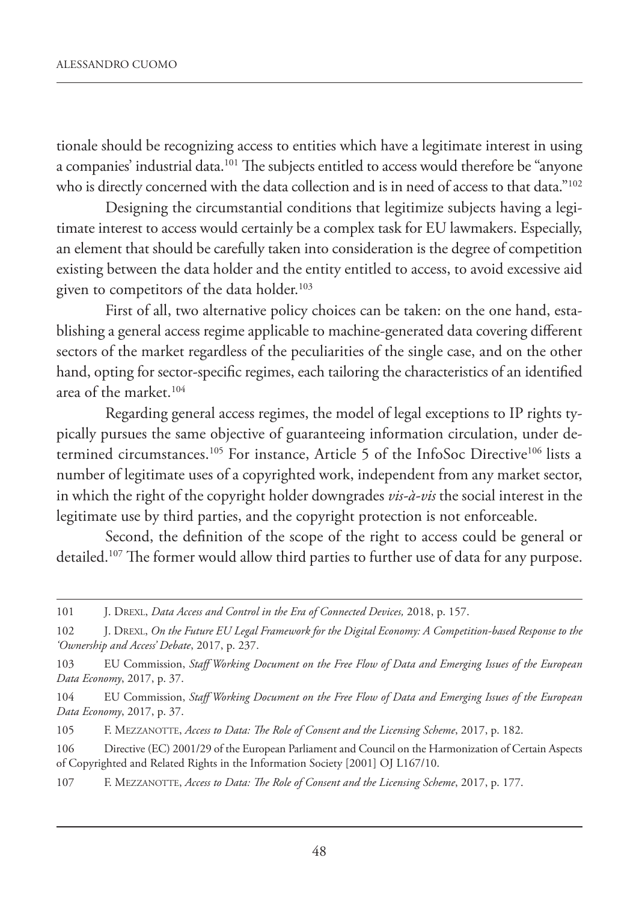tionale should be recognizing access to entities which have a legitimate interest in using a companies' industrial data.[101] The subjects entitled to access would therefore be "anyone who is directly concerned with the data collection and is in need of access to that data."[102]

Designing the circumstantial conditions that legitimize subjects having a legitimate interest to access would certainly be a complex task for EU lawmakers. Especially, an element that should be carefully taken into consideration is the degree of competition existing between the data holder and the entity entitled to access, to avoid excessive aid given to competitors of the data holder.[103]

First of all, two alternative policy choices can be taken: on the one hand, establishing a general access regime applicable to machine-generated data covering different sectors of the market regardless of the peculiarities of the single case, and on the other hand, opting for sector-specific regimes, each tailoring the characteristics of an identified area of the market.[104]

Regarding general access regimes, the model of legal exceptions to IP rights typically pursues the same objective of guaranteeing information circulation, under determined circumstances.[105] For instance, Article 5 of the InfoSoc Directive[106] lists a number of legitimate uses of a copyrighted work, independent from any market sector, in which the right of the copyright holder downgrades *vis-à-vis* the social interest in the legitimate use by third parties, and the copyright protection is not enforceable.

Second, the definition of the scope of the right to access could be general or detailed.[107] The former would allow third parties to further use of data for any purpose.

---

101 J. Drexl, *Data Access and Control in the Era of Connected Devices,* 2018, p. 157.

102 J. Drexl, *On the Future EU Legal Framework for the Digital Economy: A Competition-based Response to the 'Ownership and Access' Debate*, 2017, p. 237.

103 EU Commission, *Staff Working Document on the Free Flow of Data and Emerging Issues of the European Data Economy*, 2017, p. 37.

104 EU Commission, *Staff Working Document on the Free Flow of Data and Emerging Issues of the European Data Economy*, 2017, p. 37.

105 F. Mezzanotte, *Access to Data: The Role of Consent and the Licensing Scheme*, 2017, p. 182.

106 Directive (EC) 2001/29 of the European Parliament and Council on the Harmonization of Certain Aspects of Copyrighted and Related Rights in the Information Society [2001] OJ L167/10.

107 F. Mezzanotte, *Access to Data: The Role of Consent and the Licensing Scheme*, 2017, p. 177.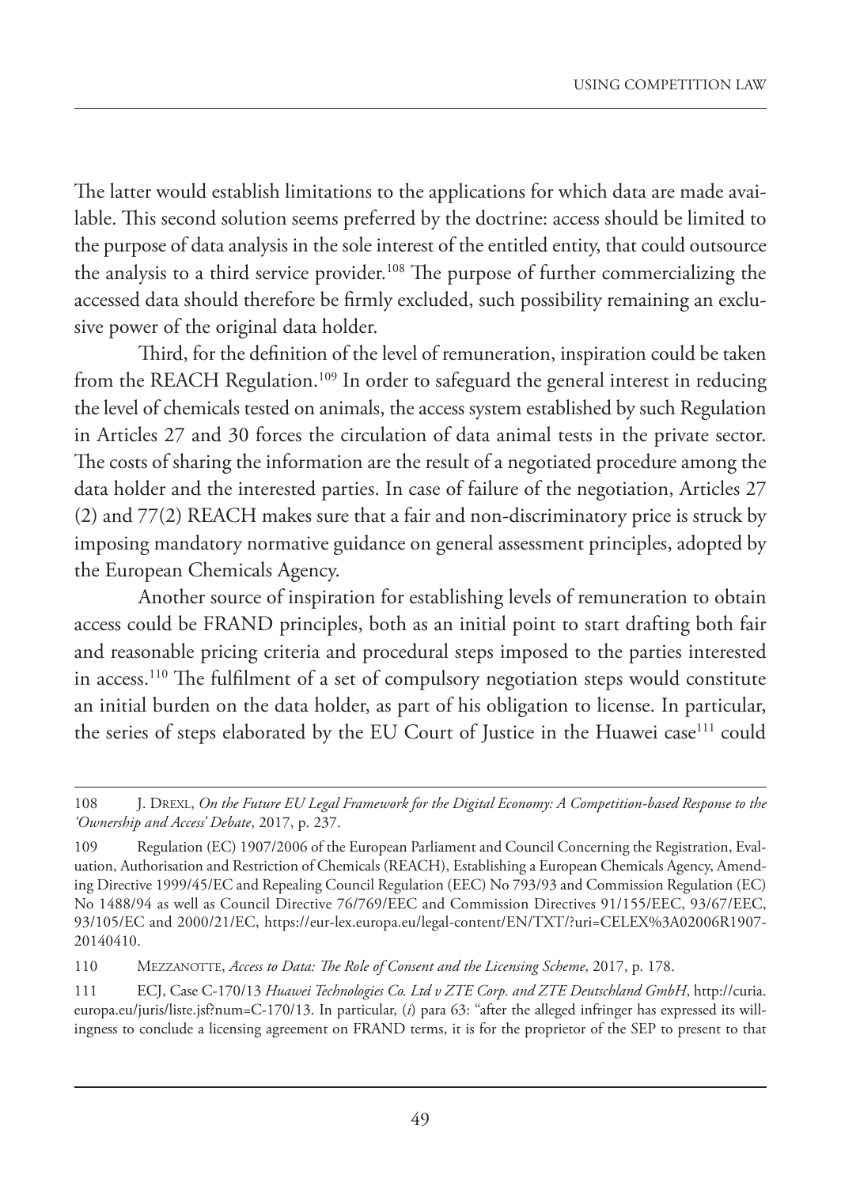The latter would establish limitations to the applications for which data are made available. This second solution seems preferred by the doctrine: access should be limited to the purpose of data analysis in the sole interest of the entitled entity, that could outsource the analysis to a third service provider.[108] The purpose of further commercializing the accessed data should therefore be firmly excluded, such possibility remaining an exclusive power of the original data holder.

Third, for the definition of the level of remuneration, inspiration could be taken from the REACH Regulation.[109] In order to safeguard the general interest in reducing the level of chemicals tested on animals, the access system established by such Regulation in Articles 27 and 30 forces the circulation of data animal tests in the private sector. The costs of sharing the information are the result of a negotiated procedure among the data holder and the interested parties. In case of failure of the negotiation, Articles 27 (2) and 77(2) REACH makes sure that a fair and non-discriminatory price is struck by imposing mandatory normative guidance on general assessment principles, adopted by the European Chemicals Agency.

Another source of inspiration for establishing levels of remuneration to obtain access could be FRAND principles, both as an initial point to start drafting both fair and reasonable pricing criteria and procedural steps imposed to the parties interested in access.[110] The fulfilment of a set of compulsory negotiation steps would constitute an initial burden on the data holder, as part of his obligation to license. In particular, the series of steps elaborated by the EU Court of Justice in the Huawei case[111] could

---

108 J. Drexl, *On the Future EU Legal Framework for the Digital Economy: A Competition-based Response to the 'Ownership and Access' Debate*, 2017, p. 237.

109 Regulation (EC) 1907/2006 of the European Parliament and Council Concerning the Registration, Evaluation, Authorisation and Restriction of Chemicals (REACH), Establishing a European Chemicals Agency, Amending Directive 1999/45/EC and Repealing Council Regulation (EEC) No 793/93 and Commission Regulation (EC) No 1488/94 as well as Council Directive 76/769/EEC and Commission Directives 91/155/EEC, 93/67/EEC, 93/105/EC and 2000/21/EC, https://eur-lex.europa.eu/legal-content/EN/TXT/?uri=CELEX%3A02006R1907-20140410.

110 Mezzanotte, *Access to Data: The Role of Consent and the Licensing Scheme*, 2017, p. 178.

111 ECJ, Case C-170/13 *Huawei Technologies Co. Ltd v ZTE Corp. and ZTE Deutschland GmbH*, http://curia.europa.eu/juris/liste.jsf?num=C-170/13. In particular, (*i*) para 63: "after the alleged infringer has expressed its willingness to conclude a licensing agreement on FRAND terms, it is for the proprietor of the SEP to present to that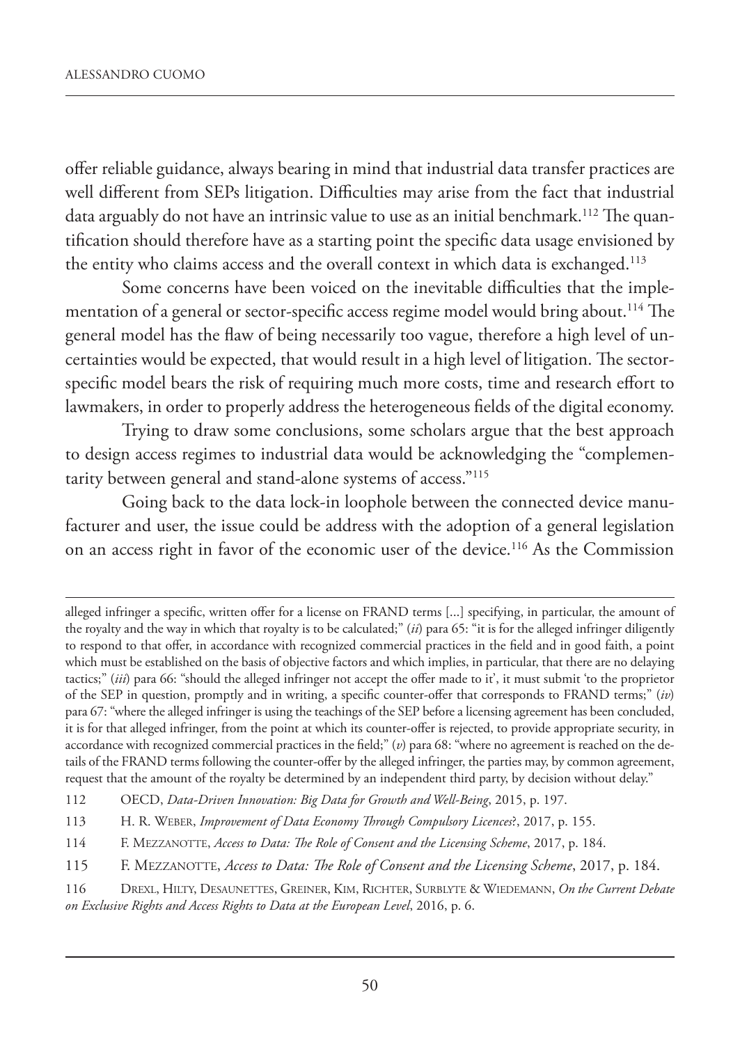offer reliable guidance, always bearing in mind that industrial data transfer practices are well different from SEPs litigation. Difficulties may arise from the fact that industrial data arguably do not have an intrinsic value to use as an initial benchmark.[112] The quantification should therefore have as a starting point the specific data usage envisioned by the entity who claims access and the overall context in which data is exchanged.[113]

Some concerns have been voiced on the inevitable difficulties that the implementation of a general or sector-specific access regime model would bring about.[114] The general model has the flaw of being necessarily too vague, therefore a high level of uncertainties would be expected, that would result in a high level of litigation. The sector-specific model bears the risk of requiring much more costs, time and research effort to lawmakers, in order to properly address the heterogeneous fields of the digital economy.

Trying to draw some conclusions, some scholars argue that the best approach to design access regimes to industrial data would be acknowledging the "complementarity between general and stand-alone systems of access."[115]

Going back to the data lock-in loophole between the connected device manufacturer and user, the issue could be address with the adoption of a general legislation on an access right in favor of the economic user of the device.[116] As the Commission

---

alleged infringer a specific, written offer for a license on FRAND terms [...] specifying, in particular, the amount of the royalty and the way in which that royalty is to be calculated;" (*ii*) para 65: "it is for the alleged infringer diligently to respond to that offer, in accordance with recognized commercial practices in the field and in good faith, a point which must be established on the basis of objective factors and which implies, in particular, that there are no delaying tactics;" (*iii*) para 66: "should the alleged infringer not accept the offer made to it', it must submit 'to the proprietor of the SEP in question, promptly and in writing, a specific counter-offer that corresponds to FRAND terms;" (*iv*) para 67: "where the alleged infringer is using the teachings of the SEP before a licensing agreement has been concluded, it is for that alleged infringer, from the point at which its counter-offer is rejected, to provide appropriate security, in accordance with recognized commercial practices in the field;" (*v*) para 68: "where no agreement is reached on the details of the FRAND terms following the counter-offer by the alleged infringer, the parties may, by common agreement, request that the amount of the royalty be determined by an independent third party, by decision without delay."

112 OECD, *Data-Driven Innovation: Big Data for Growth and Well-Being*, 2015, p. 197.

113 H. R. Weber, *Improvement of Data Economy Through Compulsory Licences?*, 2017, p. 155.

114 F. Mezzanotte, *Access to Data: The Role of Consent and the Licensing Scheme*, 2017, p. 184.

115 F. Mezzanotte, *Access to Data: The Role of Consent and the Licensing Scheme*, 2017, p. 184.

116 Drexl, Hilty, Desaunettes, Greiner, Kim, Richter, Surblyte & Wiedemann, *On the Current Debate on Exclusive Rights and Access Rights to Data at the European Level*, 2016, p. 6.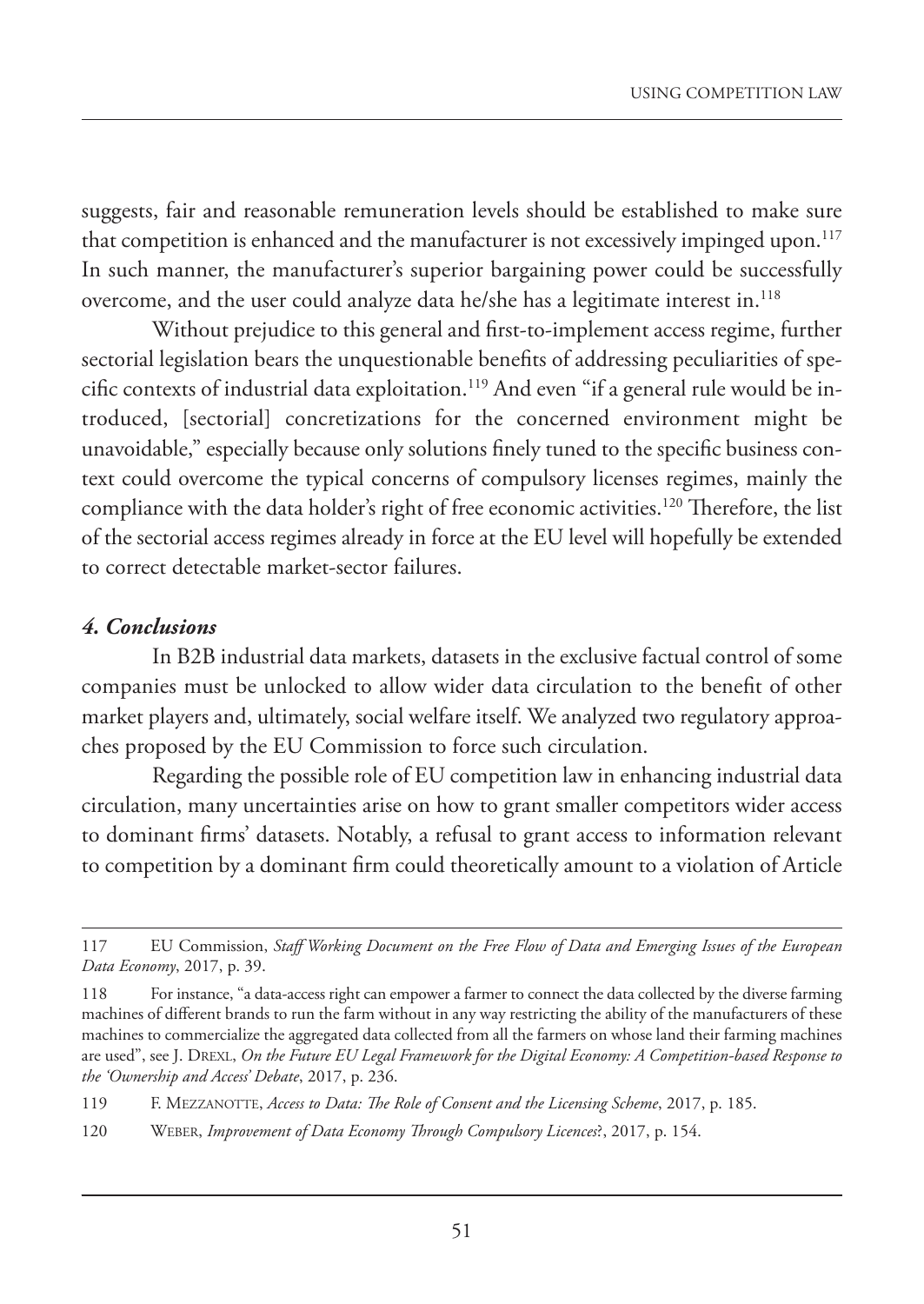suggests, fair and reasonable remuneration levels should be established to make sure that competition is enhanced and the manufacturer is not excessively impinged upon.[117] In such manner, the manufacturer's superior bargaining power could be successfully overcome, and the user could analyze data he/she has a legitimate interest in.[118]

Without prejudice to this general and first-to-implement access regime, further sectorial legislation bears the unquestionable benefits of addressing peculiarities of specific contexts of industrial data exploitation.[119] And even "if a general rule would be introduced, [sectorial] concretizations for the concerned environment might be unavoidable," especially because only solutions finely tuned to the specific business context could overcome the typical concerns of compulsory licenses regimes, mainly the compliance with the data holder's right of free economic activities.[120] Therefore, the list of the sectorial access regimes already in force at the EU level will hopefully be extended to correct detectable market-sector failures.

### *4. Conclusions*

In B2B industrial data markets, datasets in the exclusive factual control of some companies must be unlocked to allow wider data circulation to the benefit of other market players and, ultimately, social welfare itself. We analyzed two regulatory approaches proposed by the EU Commission to force such circulation.

Regarding the possible role of EU competition law in enhancing industrial data circulation, many uncertainties arise on how to grant smaller competitors wider access to dominant firms' datasets. Notably, a refusal to grant access to information relevant to competition by a dominant firm could theoretically amount to a violation of Article

---

117 EU Commission, *Staff Working Document on the Free Flow of Data and Emerging Issues of the European Data Economy*, 2017, p. 39.

118 For instance, "a data-access right can empower a farmer to connect the data collected by the diverse farming machines of different brands to run the farm without in any way restricting the ability of the manufacturers of these machines to commercialize the aggregated data collected from all the farmers on whose land their farming machines are used", see J. Drexl, *On the Future EU Legal Framework for the Digital Economy: A Competition-based Response to the 'Ownership and Access' Debate*, 2017, p. 236.

119 F. Mezzanotte, *Access to Data: The Role of Consent and the Licensing Scheme*, 2017, p. 185.

120 Weber, *Improvement of Data Economy Through Compulsory Licences?*, 2017, p. 154.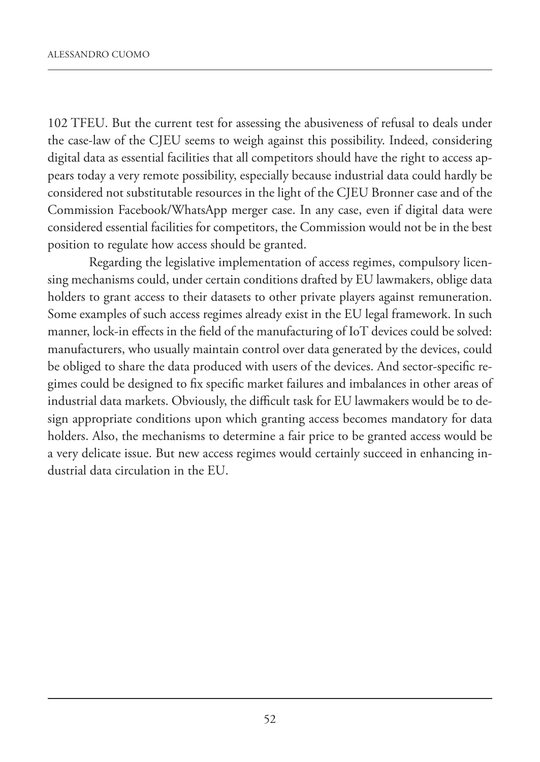102 TFEU. But the current test for assessing the abusiveness of refusal to deals under the case-law of the CJEU seems to weigh against this possibility. Indeed, considering digital data as essential facilities that all competitors should have the right to access appears today a very remote possibility, especially because industrial data could hardly be considered not substitutable resources in the light of the CJEU Bronner case and of the Commission Facebook/WhatsApp merger case. In any case, even if digital data were considered essential facilities for competitors, the Commission would not be in the best position to regulate how access should be granted.

Regarding the legislative implementation of access regimes, compulsory licensing mechanisms could, under certain conditions drafted by EU lawmakers, oblige data holders to grant access to their datasets to other private players against remuneration. Some examples of such access regimes already exist in the EU legal framework. In such manner, lock-in effects in the field of the manufacturing of IoT devices could be solved: manufacturers, who usually maintain control over data generated by the devices, could be obliged to share the data produced with users of the devices. And sector-specific regimes could be designed to fix specific market failures and imbalances in other areas of industrial data markets. Obviously, the difficult task for EU lawmakers would be to design appropriate conditions upon which granting access becomes mandatory for data holders. Also, the mechanisms to determine a fair price to be granted access would be a very delicate issue. But new access regimes would certainly succeed in enhancing industrial data circulation in the EU.